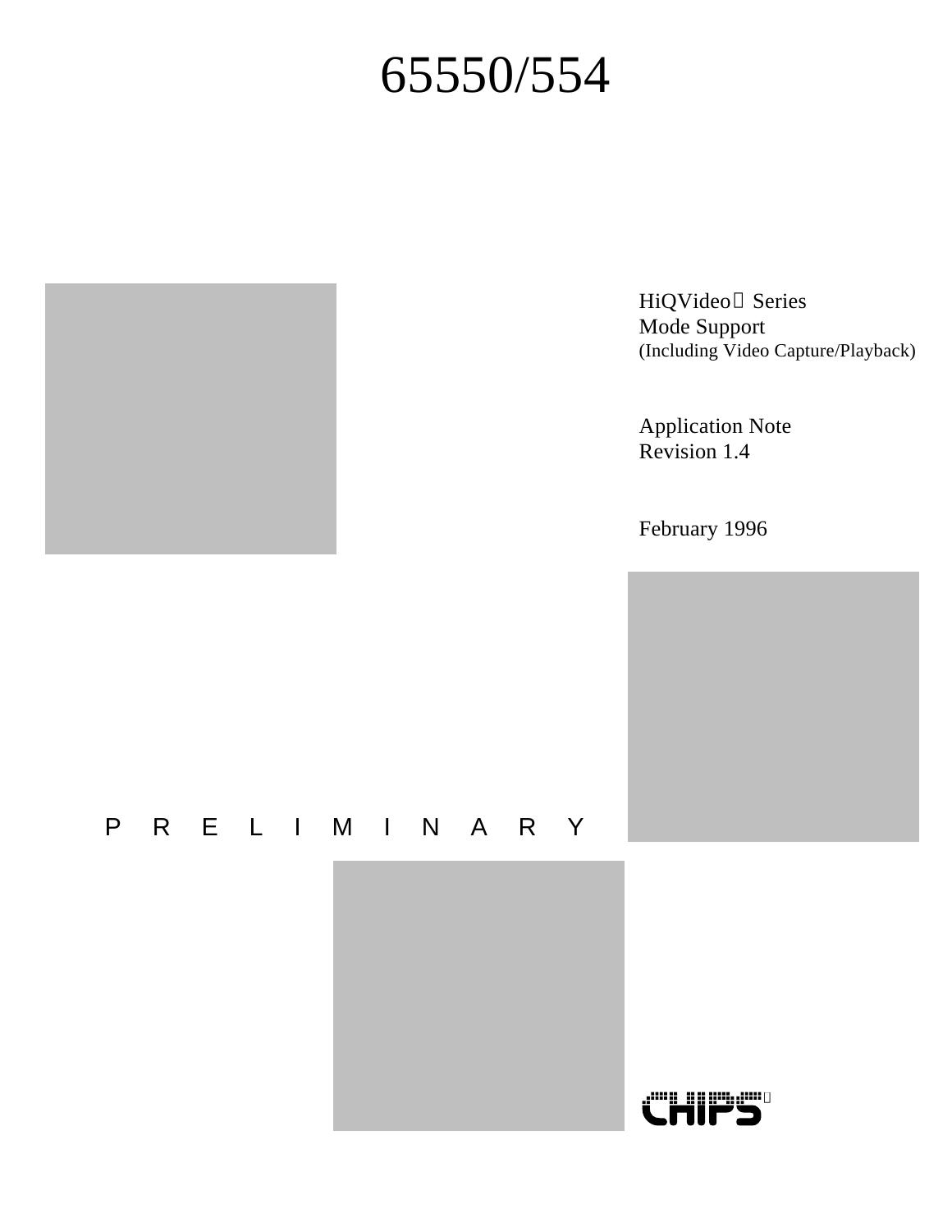# 65550/554

HiQVideo™ Series
Mode Support
(Including Video Capture/Playback)

Application Note
Revision 1.4

February 1996

P R E L I M I N A R Y

CHIPS®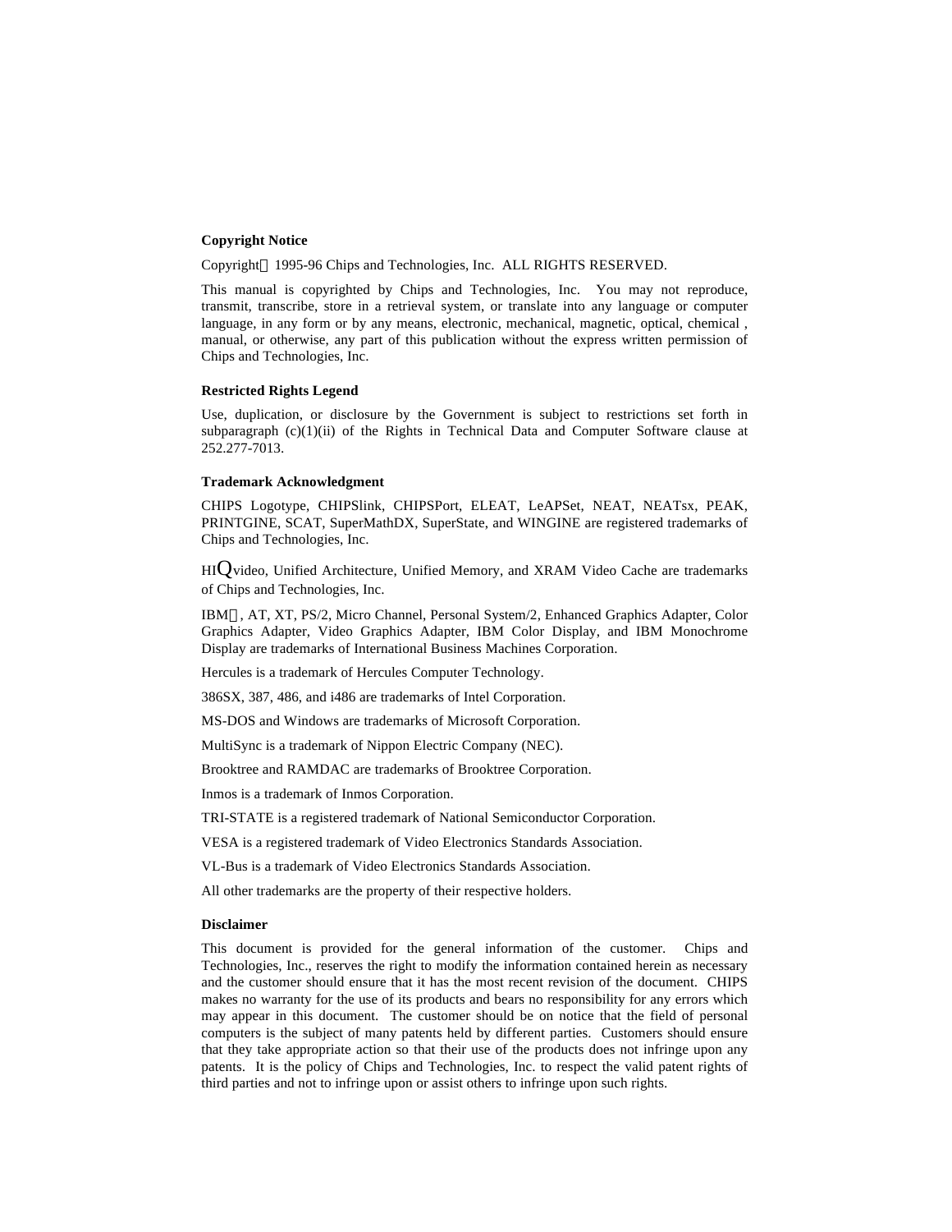**Copyright Notice**

Copyright © 1995-96 Chips and Technologies, Inc. ALL RIGHTS RESERVED.

This manual is copyrighted by Chips and Technologies, Inc. You may not reproduce, transmit, transcribe, store in a retrieval system, or translate into any language or computer language, in any form or by any means, electronic, mechanical, magnetic, optical, chemical , manual, or otherwise, any part of this publication without the express written permission of Chips and Technologies, Inc.

**Restricted Rights Legend**

Use, duplication, or disclosure by the Government is subject to restrictions set forth in subparagraph (c)(1)(ii) of the Rights in Technical Data and Computer Software clause at 252.277-7013.

**Trademark Acknowledgment**

CHIPS Logotype, CHIPSlink, CHIPSPort, ELEAT, LeAPSet, NEAT, NEATsx, PEAK, PRINTGINE, SCAT, SuperMathDX, SuperState, and WINGINE are registered trademarks of Chips and Technologies, Inc.

HIQvideo, Unified Architecture, Unified Memory, and XRAM Video Cache are trademarks of Chips and Technologies, Inc.

IBM®, AT, XT, PS/2, Micro Channel, Personal System/2, Enhanced Graphics Adapter, Color Graphics Adapter, Video Graphics Adapter, IBM Color Display, and IBM Monochrome Display are trademarks of International Business Machines Corporation.

Hercules is a trademark of Hercules Computer Technology.

386SX, 387, 486, and i486 are trademarks of Intel Corporation.

MS-DOS and Windows are trademarks of Microsoft Corporation.

MultiSync is a trademark of Nippon Electric Company (NEC).

Brooktree and RAMDAC are trademarks of Brooktree Corporation.

Inmos is a trademark of Inmos Corporation.

TRI-STATE is a registered trademark of National Semiconductor Corporation.

VESA is a registered trademark of Video Electronics Standards Association.

VL-Bus is a trademark of Video Electronics Standards Association.

All other trademarks are the property of their respective holders.

**Disclaimer**

This document is provided for the general information of the customer. Chips and Technologies, Inc., reserves the right to modify the information contained herein as necessary and the customer should ensure that it has the most recent revision of the document. CHIPS makes no warranty for the use of its products and bears no responsibility for any errors which may appear in this document. The customer should be on notice that the field of personal computers is the subject of many patents held by different parties. Customers should ensure that they take appropriate action so that their use of the products does not infringe upon any patents. It is the policy of Chips and Technologies, Inc. to respect the valid patent rights of third parties and not to infringe upon or assist others to infringe upon such rights.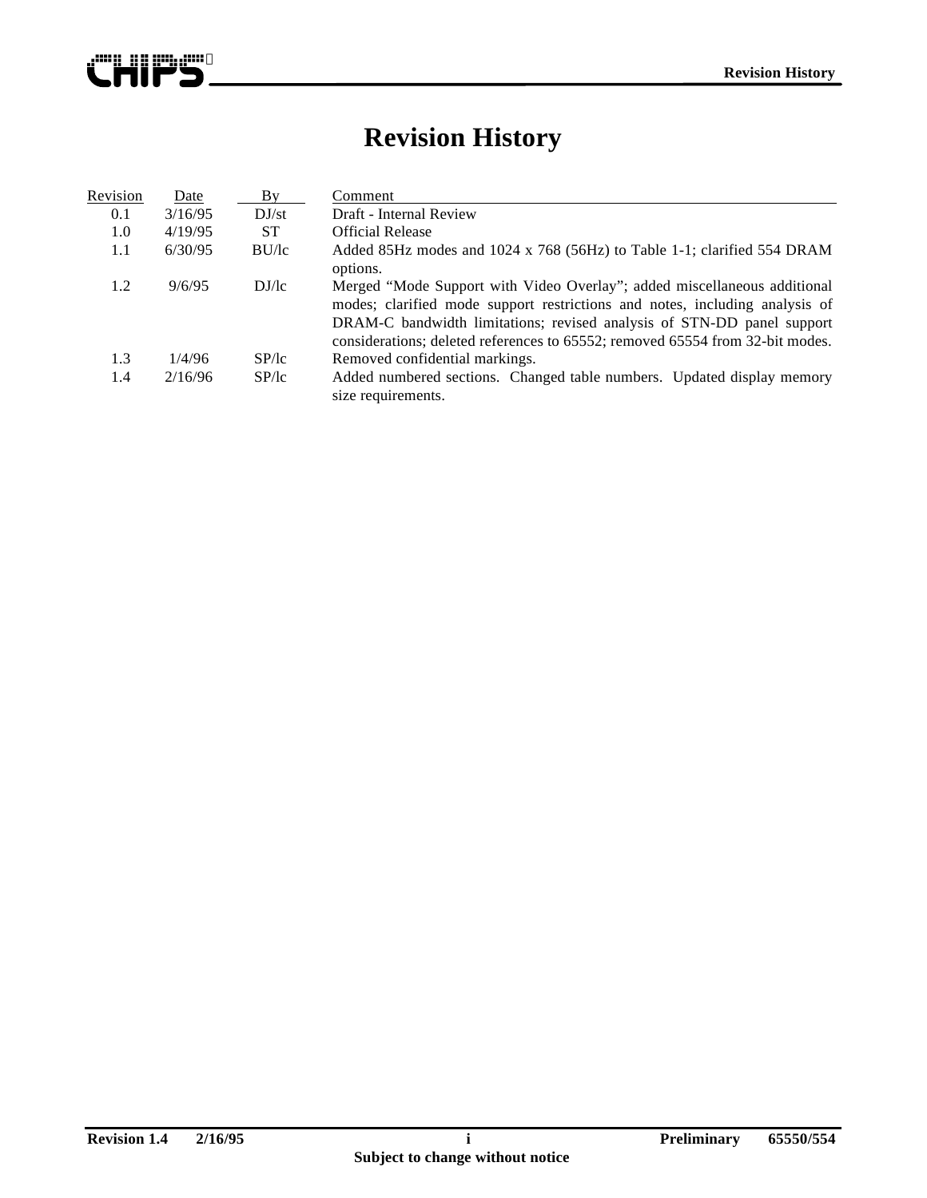# Revision History

| Revision | Date | By | Comment |
| --- | --- | --- | --- |
| 0.1 | 3/16/95 | DJ/st | Draft - Internal Review |
| 1.0 | 4/19/95 | ST | Official Release |
| 1.1 | 6/30/95 | BU/lc | Added 85Hz modes and 1024 x 768 (56Hz) to Table 1-1; clarified 554 DRAM options. |
| 1.2 | 9/6/95 | DJ/lc | Merged “Mode Support with Video Overlay”; added miscellaneous additional modes; clarified mode support restrictions and notes, including analysis of DRAM-C bandwidth limitations; revised analysis of STN-DD panel support considerations; deleted references to 65552; removed 65554 from 32-bit modes. |
| 1.3 | 1/4/96 | SP/lc | Removed confidential markings. |
| 1.4 | 2/16/96 | SP/lc | Added numbered sections. Changed table numbers. Updated display memory size requirements. |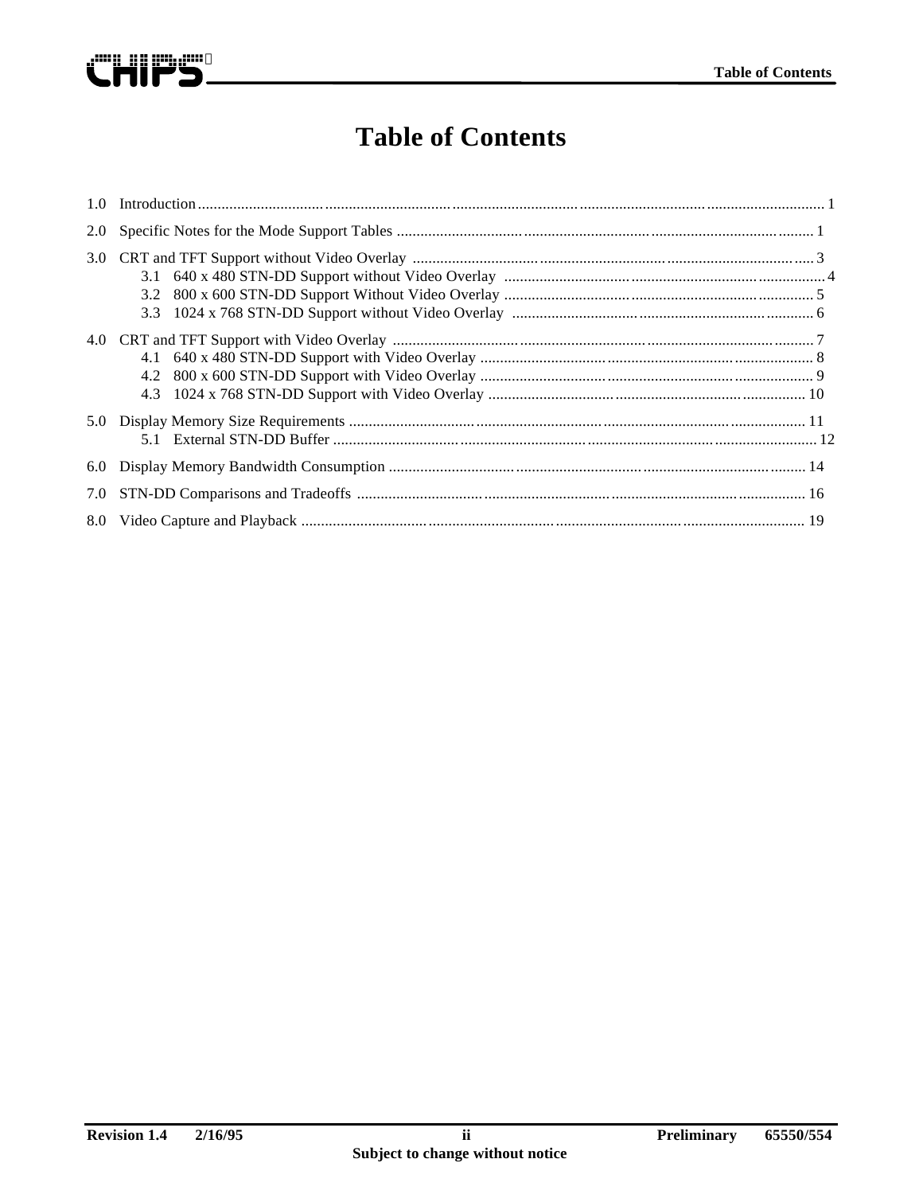# Table of Contents

1.0 Introduction ........................................................................................................................ 1

2.0 Specific Notes for the Mode Support Tables ..................................................................... 1

3.0 CRT and TFT Support without Video Overlay ................................................................. 3

- 3.1 640 x 480 STN-DD Support without Video Overlay ................................................ 4
- 3.2 800 x 600 STN-DD Support Without Video Overlay ............................................... 5
- 3.3 1024 x 768 STN-DD Support without Video Overlay ............................................. 6

4.0 CRT and TFT Support with Video Overlay ........................................................................ 7

- 4.1 640 x 480 STN-DD Support with Video Overlay ..................................................... 8
- 4.2 800 x 600 STN-DD Support with Video Overlay ..................................................... 9
- 4.3 1024 x 768 STN-DD Support with Video Overlay ................................................. 10

5.0 Display Memory Size Requirements ................................................................................ 11

- 5.1 External STN-DD Buffer ........................................................................................ 12

6.0 Display Memory Bandwidth Consumption ....................................................................... 14

7.0 STN-DD Comparisons and Tradeoffs .............................................................................. 16

8.0 Video Capture and Playback ............................................................................................ 19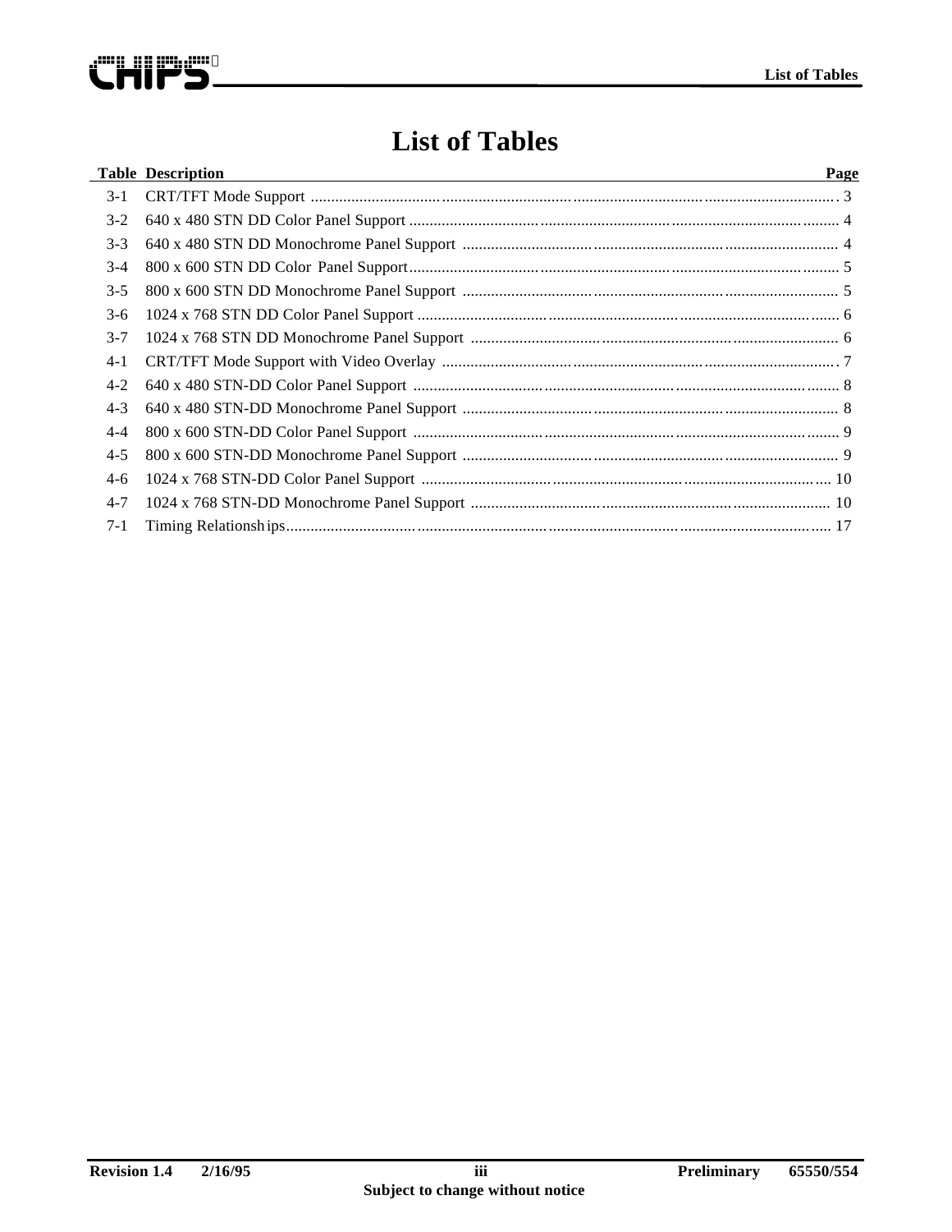# List of Tables

| Table | Description | Page |
|---|---|---|
| 3-1 | CRT/TFT Mode Support | 3 |
| 3-2 | 640 x 480 STN DD Color Panel Support | 4 |
| 3-3 | 640 x 480 STN DD Monochrome Panel Support | 4 |
| 3-4 | 800 x 600 STN DD Color Panel Support | 5 |
| 3-5 | 800 x 600 STN DD Monochrome Panel Support | 5 |
| 3-6 | 1024 x 768 STN DD Color Panel Support | 6 |
| 3-7 | 1024 x 768 STN DD Monochrome Panel Support | 6 |
| 4-1 | CRT/TFT Mode Support with Video Overlay | 7 |
| 4-2 | 640 x 480 STN-DD Color Panel Support | 8 |
| 4-3 | 640 x 480 STN-DD Monochrome Panel Support | 8 |
| 4-4 | 800 x 600 STN-DD Color Panel Support | 9 |
| 4-5 | 800 x 600 STN-DD Monochrome Panel Support | 9 |
| 4-6 | 1024 x 768 STN-DD Color Panel Support | 10 |
| 4-7 | 1024 x 768 STN-DD Monochrome Panel Support | 10 |
| 7-1 | Timing Relationships | 17 |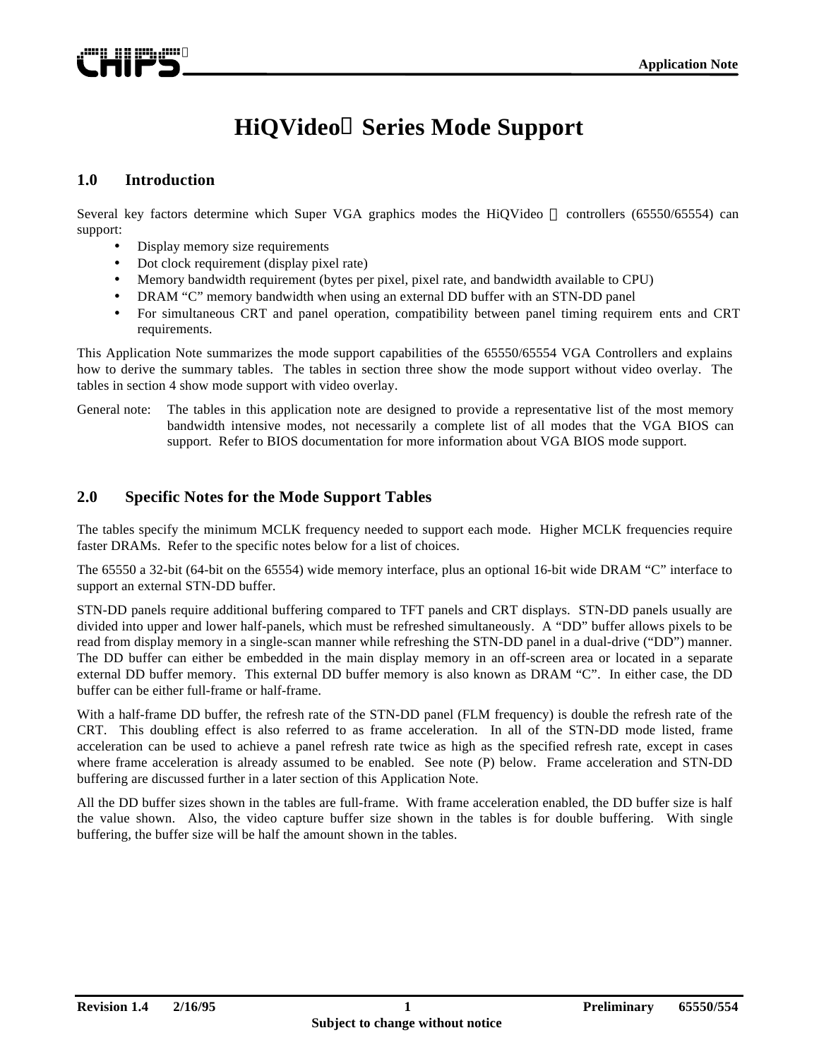# HiQVideo™ Series Mode Support

## 1.0 Introduction

Several key factors determine which Super VGA graphics modes the HiQVideo ™ controllers (65550/65554) can support:

- Display memory size requirements
- Dot clock requirement (display pixel rate)
- Memory bandwidth requirement (bytes per pixel, pixel rate, and bandwidth available to CPU)
- DRAM "C" memory bandwidth when using an external DD buffer with an STN-DD panel
- For simultaneous CRT and panel operation, compatibility between panel timing requirem ents and CRT requirements.

This Application Note summarizes the mode support capabilities of the 65550/65554 VGA Controllers and explains how to derive the summary tables. The tables in section three show the mode support without video overlay. The tables in section 4 show mode support with video overlay.

General note: The tables in this application note are designed to provide a representative list of the most memory bandwidth intensive modes, not necessarily a complete list of all modes that the VGA BIOS can support. Refer to BIOS documentation for more information about VGA BIOS mode support.

## 2.0 Specific Notes for the Mode Support Tables

The tables specify the minimum MCLK frequency needed to support each mode. Higher MCLK frequencies require faster DRAMs. Refer to the specific notes below for a list of choices.

The 65550 a 32-bit (64-bit on the 65554) wide memory interface, plus an optional 16-bit wide DRAM "C" interface to support an external STN-DD buffer.

STN-DD panels require additional buffering compared to TFT panels and CRT displays. STN-DD panels usually are divided into upper and lower half-panels, which must be refreshed simultaneously. A "DD" buffer allows pixels to be read from display memory in a single-scan manner while refreshing the STN-DD panel in a dual-drive ("DD") manner. The DD buffer can either be embedded in the main display memory in an off-screen area or located in a separate external DD buffer memory. This external DD buffer memory is also known as DRAM "C". In either case, the DD buffer can be either full-frame or half-frame.

With a half-frame DD buffer, the refresh rate of the STN-DD panel (FLM frequency) is double the refresh rate of the CRT. This doubling effect is also referred to as frame acceleration. In all of the STN-DD mode listed, frame acceleration can be used to achieve a panel refresh rate twice as high as the specified refresh rate, except in cases where frame acceleration is already assumed to be enabled. See note (P) below. Frame acceleration and STN-DD buffering are discussed further in a later section of this Application Note.

All the DD buffer sizes shown in the tables are full-frame. With frame acceleration enabled, the DD buffer size is half the value shown. Also, the video capture buffer size shown in the tables is for double buffering. With single buffering, the buffer size will be half the amount shown in the tables.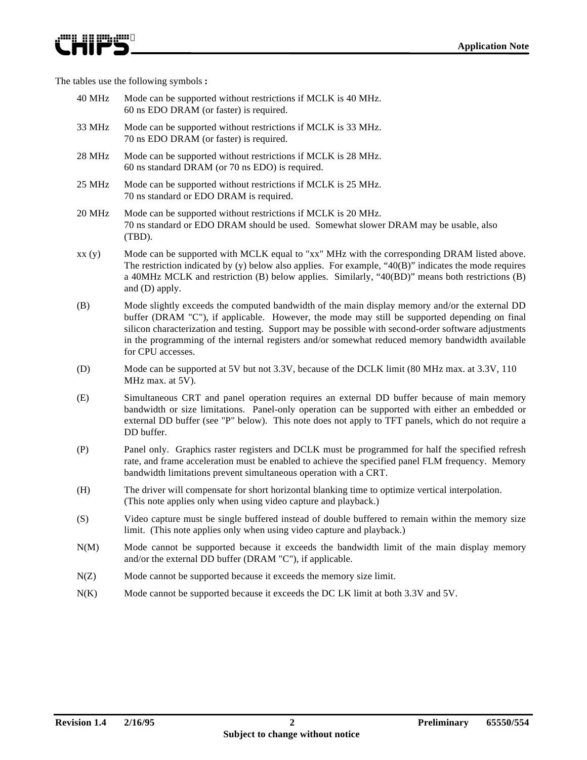The tables use the following symbols **:**

| | |
|---|---|
| 40 MHz | Mode can be supported without restrictions if MCLK is 40 MHz. 60 ns EDO DRAM (or faster) is required. |
| 33 MHz | Mode can be supported without restrictions if MCLK is 33 MHz. 70 ns EDO DRAM (or faster) is required. |
| 28 MHz | Mode can be supported without restrictions if MCLK is 28 MHz. 60 ns standard DRAM (or 70 ns EDO) is required. |
| 25 MHz | Mode can be supported without restrictions if MCLK is 25 MHz. 70 ns standard or EDO DRAM is required. |
| 20 MHz | Mode can be supported without restrictions if MCLK is 20 MHz. 70 ns standard or EDO DRAM should be used. Somewhat slower DRAM may be usable, also (TBD). |
| xx (y) | Mode can be supported with MCLK equal to "xx" MHz with the corresponding DRAM listed above. The restriction indicated by (y) below also applies. For example, “40(B)” indicates the mode requires a 40MHz MCLK and restriction (B) below applies. Similarly, “40(BD)” means both restrictions (B) and (D) apply. |
| (B) | Mode slightly exceeds the computed bandwidth of the main display memory and/or the external DD buffer (DRAM "C"), if applicable. However, the mode may still be supported depending on final silicon characterization and testing. Support may be possible with second-order software adjustments in the programming of the internal registers and/or somewhat reduced memory bandwidth available for CPU accesses. |
| (D) | Mode can be supported at 5V but not 3.3V, because of the DCLK limit (80 MHz max. at 3.3V, 110 MHz max. at 5V). |
| (E) | Simultaneous CRT and panel operation requires an external DD buffer because of main memory bandwidth or size limitations. Panel-only operation can be supported with either an embedded or external DD buffer (see "P" below). This note does not apply to TFT panels, which do not require a DD buffer. |
| (P) | Panel only. Graphics raster registers and DCLK must be programmed for half the specified refresh rate, and frame acceleration must be enabled to achieve the specified panel FLM frequency. Memory bandwidth limitations prevent simultaneous operation with a CRT. |
| (H) | The driver will compensate for short horizontal blanking time to optimize vertical interpolation. (This note applies only when using video capture and playback.) |
| (S) | Video capture must be single buffered instead of double buffered to remain within the memory size limit. (This note applies only when using video capture and playback.) |
| N(M) | Mode cannot be supported because it exceeds the bandwidth limit of the main display memory and/or the external DD buffer (DRAM "C"), if applicable. |
| N(Z) | Mode cannot be supported because it exceeds the memory size limit. |
| N(K) | Mode cannot be supported because it exceeds the DC LK limit at both 3.3V and 5V. |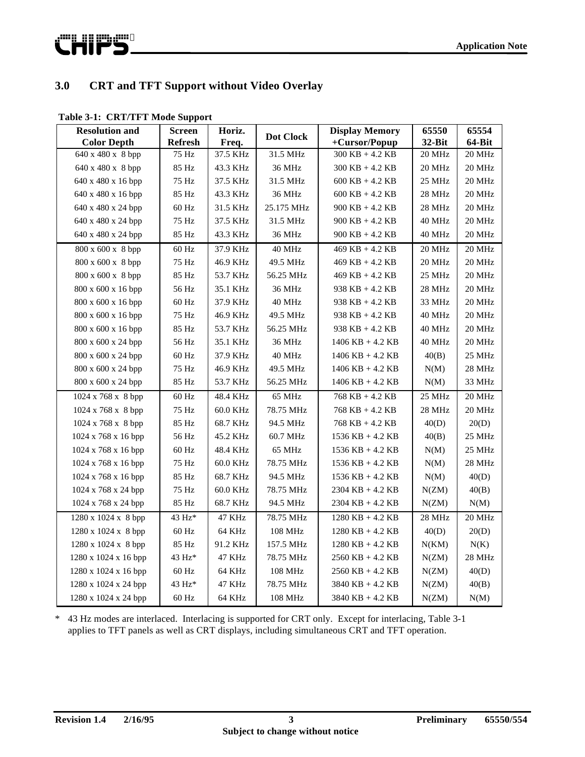## 3.0 CRT and TFT Support without Video Overlay

**Table 3-1: CRT/TFT Mode Support**

| Resolution and Color Depth | Screen Refresh | Horiz. Freq. | Dot Clock | Display Memory +Cursor/Popup | 65550 32-Bit | 65554 64-Bit |
|---|---|---|---|---|---|---|
| 640 x 480 x 8 bpp | 75 Hz | 37.5 KHz | 31.5 MHz | 300 KB + 4.2 KB | 20 MHz | 20 MHz |
| 640 x 480 x 8 bpp | 85 Hz | 43.3 KHz | 36 MHz | 300 KB + 4.2 KB | 20 MHz | 20 MHz |
| 640 x 480 x 16 bpp | 75 Hz | 37.5 KHz | 31.5 MHz | 600 KB + 4.2 KB | 25 MHz | 20 MHz |
| 640 x 480 x 16 bpp | 85 Hz | 43.3 KHz | 36 MHz | 600 KB + 4.2 KB | 28 MHz | 20 MHz |
| 640 x 480 x 24 bpp | 60 Hz | 31.5 KHz | 25.175 MHz | 900 KB + 4.2 KB | 28 MHz | 20 MHz |
| 640 x 480 x 24 bpp | 75 Hz | 37.5 KHz | 31.5 MHz | 900 KB + 4.2 KB | 40 MHz | 20 MHz |
| 640 x 480 x 24 bpp | 85 Hz | 43.3 KHz | 36 MHz | 900 KB + 4.2 KB | 40 MHz | 20 MHz |
| 800 x 600 x 8 bpp | 60 Hz | 37.9 KHz | 40 MHz | 469 KB + 4.2 KB | 20 MHz | 20 MHz |
| 800 x 600 x 8 bpp | 75 Hz | 46.9 KHz | 49.5 MHz | 469 KB + 4.2 KB | 20 MHz | 20 MHz |
| 800 x 600 x 8 bpp | 85 Hz | 53.7 KHz | 56.25 MHz | 469 KB + 4.2 KB | 25 MHz | 20 MHz |
| 800 x 600 x 16 bpp | 56 Hz | 35.1 KHz | 36 MHz | 938 KB + 4.2 KB | 28 MHz | 20 MHz |
| 800 x 600 x 16 bpp | 60 Hz | 37.9 KHz | 40 MHz | 938 KB + 4.2 KB | 33 MHz | 20 MHz |
| 800 x 600 x 16 bpp | 75 Hz | 46.9 KHz | 49.5 MHz | 938 KB + 4.2 KB | 40 MHz | 20 MHz |
| 800 x 600 x 16 bpp | 85 Hz | 53.7 KHz | 56.25 MHz | 938 KB + 4.2 KB | 40 MHz | 20 MHz |
| 800 x 600 x 24 bpp | 56 Hz | 35.1 KHz | 36 MHz | 1406 KB + 4.2 KB | 40 MHz | 20 MHz |
| 800 x 600 x 24 bpp | 60 Hz | 37.9 KHz | 40 MHz | 1406 KB + 4.2 KB | 40(B) | 25 MHz |
| 800 x 600 x 24 bpp | 75 Hz | 46.9 KHz | 49.5 MHz | 1406 KB + 4.2 KB | N(M) | 28 MHz |
| 800 x 600 x 24 bpp | 85 Hz | 53.7 KHz | 56.25 MHz | 1406 KB + 4.2 KB | N(M) | 33 MHz |
| 1024 x 768 x 8 bpp | 60 Hz | 48.4 KHz | 65 MHz | 768 KB + 4.2 KB | 25 MHz | 20 MHz |
| 1024 x 768 x 8 bpp | 75 Hz | 60.0 KHz | 78.75 MHz | 768 KB + 4.2 KB | 28 MHz | 20 MHz |
| 1024 x 768 x 8 bpp | 85 Hz | 68.7 KHz | 94.5 MHz | 768 KB + 4.2 KB | 40(D) | 20(D) |
| 1024 x 768 x 16 bpp | 56 Hz | 45.2 KHz | 60.7 MHz | 1536 KB + 4.2 KB | 40(B) | 25 MHz |
| 1024 x 768 x 16 bpp | 60 Hz | 48.4 KHz | 65 MHz | 1536 KB + 4.2 KB | N(M) | 25 MHz |
| 1024 x 768 x 16 bpp | 75 Hz | 60.0 KHz | 78.75 MHz | 1536 KB + 4.2 KB | N(M) | 28 MHz |
| 1024 x 768 x 16 bpp | 85 Hz | 68.7 KHz | 94.5 MHz | 1536 KB + 4.2 KB | N(M) | 40(D) |
| 1024 x 768 x 24 bpp | 75 Hz | 60.0 KHz | 78.75 MHz | 2304 KB + 4.2 KB | N(ZM) | 40(B) |
| 1024 x 768 x 24 bpp | 85 Hz | 68.7 KHz | 94.5 MHz | 2304 KB + 4.2 KB | N(ZM) | N(M) |
| 1280 x 1024 x 8 bpp | 43 Hz* | 47 KHz | 78.75 MHz | 1280 KB + 4.2 KB | 28 MHz | 20 MHz |
| 1280 x 1024 x 8 bpp | 60 Hz | 64 KHz | 108 MHz | 1280 KB + 4.2 KB | 40(D) | 20(D) |
| 1280 x 1024 x 8 bpp | 85 Hz | 91.2 KHz | 157.5 MHz | 1280 KB + 4.2 KB | N(KM) | N(K) |
| 1280 x 1024 x 16 bpp | 43 Hz* | 47 KHz | 78.75 MHz | 2560 KB + 4.2 KB | N(ZM) | 28 MHz |
| 1280 x 1024 x 16 bpp | 60 Hz | 64 KHz | 108 MHz | 2560 KB + 4.2 KB | N(ZM) | 40(D) |
| 1280 x 1024 x 24 bpp | 43 Hz* | 47 KHz | 78.75 MHz | 3840 KB + 4.2 KB | N(ZM) | 40(B) |
| 1280 x 1024 x 24 bpp | 60 Hz | 64 KHz | 108 MHz | 3840 KB + 4.2 KB | N(ZM) | N(M) |

\* 43 Hz modes are interlaced. Interlacing is supported for CRT only. Except for interlacing, Table 3-1 applies to TFT panels as well as CRT displays, including simultaneous CRT and TFT operation.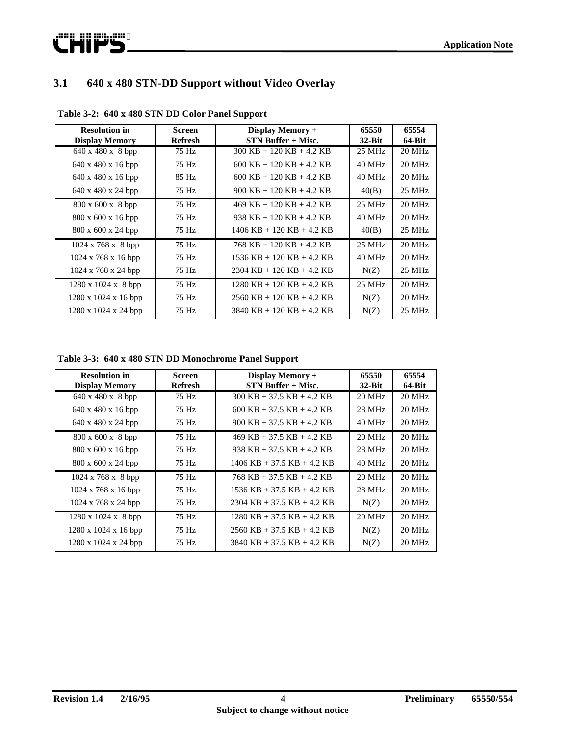## 3.1 640 x 480 STN-DD Support without Video Overlay

**Table 3-2: 640 x 480 STN DD Color Panel Support**

| Resolution in Display Memory | Screen Refresh | Display Memory + STN Buffer + Misc. | 65550 32-Bit | 65554 64-Bit |
|---|---|---|---|---|
| 640 x 480 x 8 bpp | 75 Hz | 300 KB + 120 KB + 4.2 KB | 25 MHz | 20 MHz |
| 640 x 480 x 16 bpp | 75 Hz | 600 KB + 120 KB + 4.2 KB | 40 MHz | 20 MHz |
| 640 x 480 x 16 bpp | 85 Hz | 600 KB + 120 KB + 4.2 KB | 40 MHz | 20 MHz |
| 640 x 480 x 24 bpp | 75 Hz | 900 KB + 120 KB + 4.2 KB | 40(B) | 25 MHz |
| 800 x 600 x 8 bpp | 75 Hz | 469 KB + 120 KB + 4.2 KB | 25 MHz | 20 MHz |
| 800 x 600 x 16 bpp | 75 Hz | 938 KB + 120 KB + 4.2 KB | 40 MHz | 20 MHz |
| 800 x 600 x 24 bpp | 75 Hz | 1406 KB + 120 KB + 4.2 KB | 40(B) | 25 MHz |
| 1024 x 768 x 8 bpp | 75 Hz | 768 KB + 120 KB + 4.2 KB | 25 MHz | 20 MHz |
| 1024 x 768 x 16 bpp | 75 Hz | 1536 KB + 120 KB + 4.2 KB | 40 MHz | 20 MHz |
| 1024 x 768 x 24 bpp | 75 Hz | 2304 KB + 120 KB + 4.2 KB | N(Z) | 25 MHz |
| 1280 x 1024 x 8 bpp | 75 Hz | 1280 KB + 120 KB + 4.2 KB | 25 MHz | 20 MHz |
| 1280 x 1024 x 16 bpp | 75 Hz | 2560 KB + 120 KB + 4.2 KB | N(Z) | 20 MHz |
| 1280 x 1024 x 24 bpp | 75 Hz | 3840 KB + 120 KB + 4.2 KB | N(Z) | 25 MHz |

**Table 3-3: 640 x 480 STN DD Monochrome Panel Support**

| Resolution in Display Memory | Screen Refresh | Display Memory + STN Buffer + Misc. | 65550 32-Bit | 65554 64-Bit |
|---|---|---|---|---|
| 640 x 480 x 8 bpp | 75 Hz | 300 KB + 37.5 KB + 4.2 KB | 20 MHz | 20 MHz |
| 640 x 480 x 16 bpp | 75 Hz | 600 KB + 37.5 KB + 4.2 KB | 28 MHz | 20 MHz |
| 640 x 480 x 24 bpp | 75 Hz | 900 KB + 37.5 KB + 4.2 KB | 40 MHz | 20 MHz |
| 800 x 600 x 8 bpp | 75 Hz | 469 KB + 37.5 KB + 4.2 KB | 20 MHz | 20 MHz |
| 800 x 600 x 16 bpp | 75 Hz | 938 KB + 37.5 KB + 4.2 KB | 28 MHz | 20 MHz |
| 800 x 600 x 24 bpp | 75 Hz | 1406 KB + 37.5 KB + 4.2 KB | 40 MHz | 20 MHz |
| 1024 x 768 x 8 bpp | 75 Hz | 768 KB + 37.5 KB + 4.2 KB | 20 MHz | 20 MHz |
| 1024 x 768 x 16 bpp | 75 Hz | 1536 KB + 37.5 KB + 4.2 KB | 28 MHz | 20 MHz |
| 1024 x 768 x 24 bpp | 75 Hz | 2304 KB + 37.5 KB + 4.2 KB | N(Z) | 20 MHz |
| 1280 x 1024 x 8 bpp | 75 Hz | 1280 KB + 37.5 KB + 4.2 KB | 20 MHz | 20 MHz |
| 1280 x 1024 x 16 bpp | 75 Hz | 2560 KB + 37.5 KB + 4.2 KB | N(Z) | 20 MHz |
| 1280 x 1024 x 24 bpp | 75 Hz | 3840 KB + 37.5 KB + 4.2 KB | N(Z) | 20 MHz |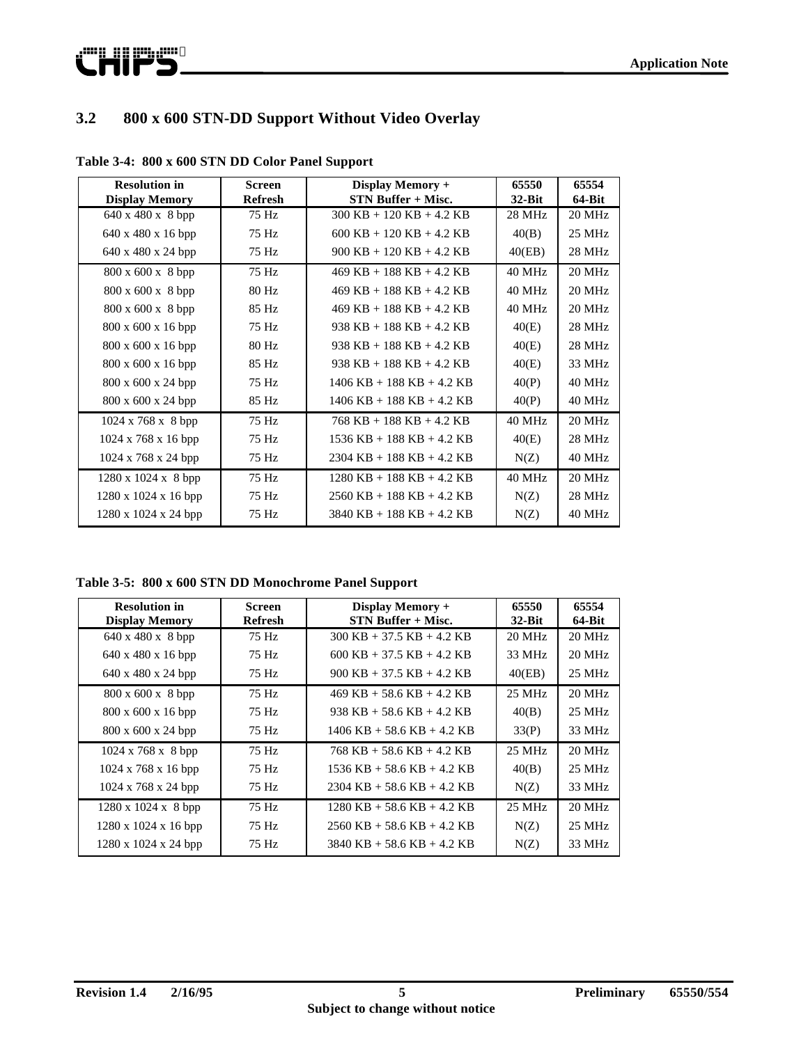## 3.2 800 x 600 STN-DD Support Without Video Overlay

**Table 3-4: 800 x 600 STN DD Color Panel Support**

| Resolution in Display Memory | Screen Refresh | Display Memory + STN Buffer + Misc. | 65550 32-Bit | 65554 64-Bit |
|---|---|---|---|---|
| 640 x 480 x 8 bpp | 75 Hz | 300 KB + 120 KB + 4.2 KB | 28 MHz | 20 MHz |
| 640 x 480 x 16 bpp | 75 Hz | 600 KB + 120 KB + 4.2 KB | 40(B) | 25 MHz |
| 640 x 480 x 24 bpp | 75 Hz | 900 KB + 120 KB + 4.2 KB | 40(EB) | 28 MHz |
| 800 x 600 x 8 bpp | 75 Hz | 469 KB + 188 KB + 4.2 KB | 40 MHz | 20 MHz |
| 800 x 600 x 8 bpp | 80 Hz | 469 KB + 188 KB + 4.2 KB | 40 MHz | 20 MHz |
| 800 x 600 x 8 bpp | 85 Hz | 469 KB + 188 KB + 4.2 KB | 40 MHz | 20 MHz |
| 800 x 600 x 16 bpp | 75 Hz | 938 KB + 188 KB + 4.2 KB | 40(E) | 28 MHz |
| 800 x 600 x 16 bpp | 80 Hz | 938 KB + 188 KB + 4.2 KB | 40(E) | 28 MHz |
| 800 x 600 x 16 bpp | 85 Hz | 938 KB + 188 KB + 4.2 KB | 40(E) | 33 MHz |
| 800 x 600 x 24 bpp | 75 Hz | 1406 KB + 188 KB + 4.2 KB | 40(P) | 40 MHz |
| 800 x 600 x 24 bpp | 85 Hz | 1406 KB + 188 KB + 4.2 KB | 40(P) | 40 MHz |
| 1024 x 768 x 8 bpp | 75 Hz | 768 KB + 188 KB + 4.2 KB | 40 MHz | 20 MHz |
| 1024 x 768 x 16 bpp | 75 Hz | 1536 KB + 188 KB + 4.2 KB | 40(E) | 28 MHz |
| 1024 x 768 x 24 bpp | 75 Hz | 2304 KB + 188 KB + 4.2 KB | N(Z) | 40 MHz |
| 1280 x 1024 x 8 bpp | 75 Hz | 1280 KB + 188 KB + 4.2 KB | 40 MHz | 20 MHz |
| 1280 x 1024 x 16 bpp | 75 Hz | 2560 KB + 188 KB + 4.2 KB | N(Z) | 28 MHz |
| 1280 x 1024 x 24 bpp | 75 Hz | 3840 KB + 188 KB + 4.2 KB | N(Z) | 40 MHz |

**Table 3-5: 800 x 600 STN DD Monochrome Panel Support**

| Resolution in Display Memory | Screen Refresh | Display Memory + STN Buffer + Misc. | 65550 32-Bit | 65554 64-Bit |
|---|---|---|---|---|
| 640 x 480 x 8 bpp | 75 Hz | 300 KB + 37.5 KB + 4.2 KB | 20 MHz | 20 MHz |
| 640 x 480 x 16 bpp | 75 Hz | 600 KB + 37.5 KB + 4.2 KB | 33 MHz | 20 MHz |
| 640 x 480 x 24 bpp | 75 Hz | 900 KB + 37.5 KB + 4.2 KB | 40(EB) | 25 MHz |
| 800 x 600 x 8 bpp | 75 Hz | 469 KB + 58.6 KB + 4.2 KB | 25 MHz | 20 MHz |
| 800 x 600 x 16 bpp | 75 Hz | 938 KB + 58.6 KB + 4.2 KB | 40(B) | 25 MHz |
| 800 x 600 x 24 bpp | 75 Hz | 1406 KB + 58.6 KB + 4.2 KB | 33(P) | 33 MHz |
| 1024 x 768 x 8 bpp | 75 Hz | 768 KB + 58.6 KB + 4.2 KB | 25 MHz | 20 MHz |
| 1024 x 768 x 16 bpp | 75 Hz | 1536 KB + 58.6 KB + 4.2 KB | 40(B) | 25 MHz |
| 1024 x 768 x 24 bpp | 75 Hz | 2304 KB + 58.6 KB + 4.2 KB | N(Z) | 33 MHz |
| 1280 x 1024 x 8 bpp | 75 Hz | 1280 KB + 58.6 KB + 4.2 KB | 25 MHz | 20 MHz |
| 1280 x 1024 x 16 bpp | 75 Hz | 2560 KB + 58.6 KB + 4.2 KB | N(Z) | 25 MHz |
| 1280 x 1024 x 24 bpp | 75 Hz | 3840 KB + 58.6 KB + 4.2 KB | N(Z) | 33 MHz |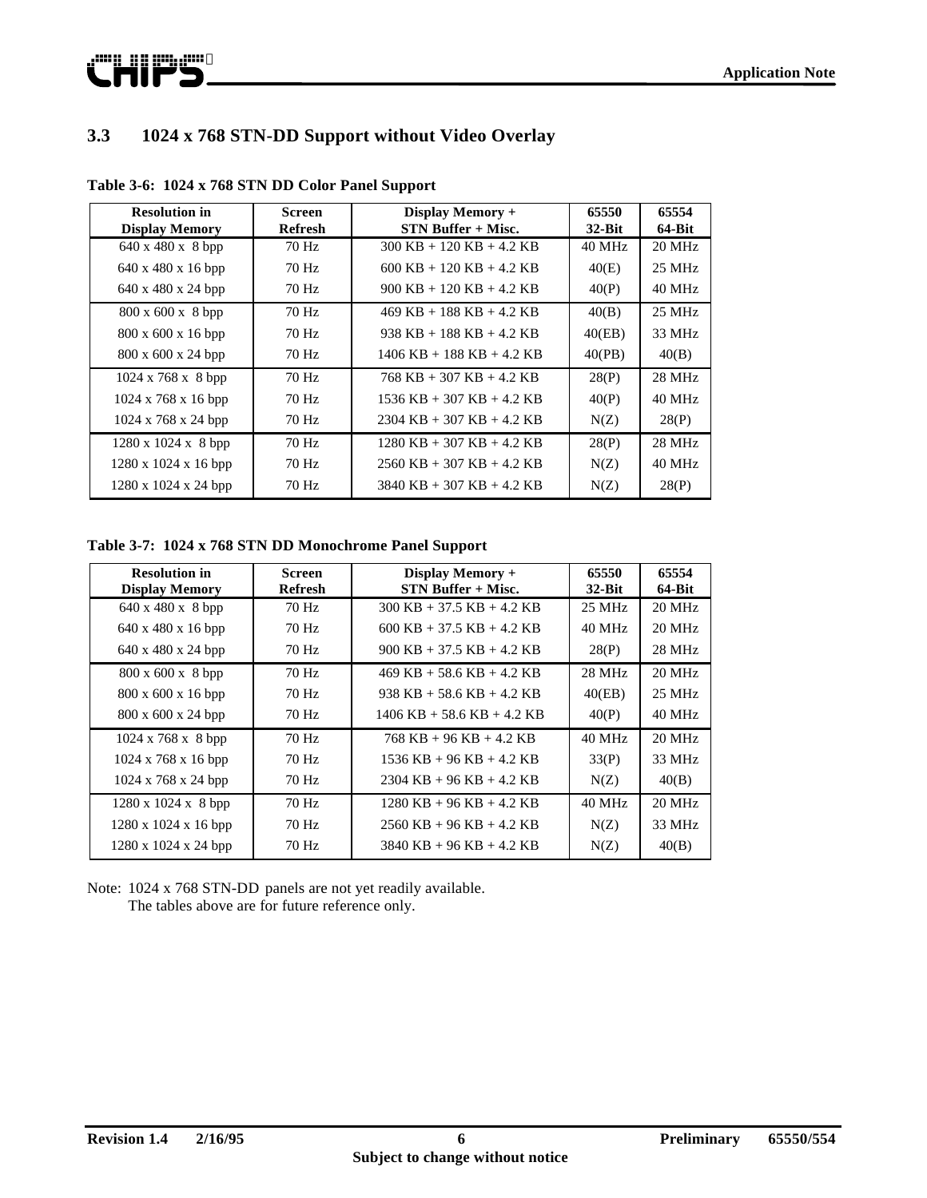## 3.3 1024 x 768 STN-DD Support without Video Overlay

**Table 3-6: 1024 x 768 STN DD Color Panel Support**

| Resolution in Display Memory | Screen Refresh | Display Memory + STN Buffer + Misc. | 65550 32-Bit | 65554 64-Bit |
|---|---|---|---|---|
| 640 x 480 x 8 bpp | 70 Hz | 300 KB + 120 KB + 4.2 KB | 40 MHz | 20 MHz |
| 640 x 480 x 16 bpp | 70 Hz | 600 KB + 120 KB + 4.2 KB | 40(E) | 25 MHz |
| 640 x 480 x 24 bpp | 70 Hz | 900 KB + 120 KB + 4.2 KB | 40(P) | 40 MHz |
| 800 x 600 x 8 bpp | 70 Hz | 469 KB + 188 KB + 4.2 KB | 40(B) | 25 MHz |
| 800 x 600 x 16 bpp | 70 Hz | 938 KB + 188 KB + 4.2 KB | 40(EB) | 33 MHz |
| 800 x 600 x 24 bpp | 70 Hz | 1406 KB + 188 KB + 4.2 KB | 40(PB) | 40(B) |
| 1024 x 768 x 8 bpp | 70 Hz | 768 KB + 307 KB + 4.2 KB | 28(P) | 28 MHz |
| 1024 x 768 x 16 bpp | 70 Hz | 1536 KB + 307 KB + 4.2 KB | 40(P) | 40 MHz |
| 1024 x 768 x 24 bpp | 70 Hz | 2304 KB + 307 KB + 4.2 KB | N(Z) | 28(P) |
| 1280 x 1024 x 8 bpp | 70 Hz | 1280 KB + 307 KB + 4.2 KB | 28(P) | 28 MHz |
| 1280 x 1024 x 16 bpp | 70 Hz | 2560 KB + 307 KB + 4.2 KB | N(Z) | 40 MHz |
| 1280 x 1024 x 24 bpp | 70 Hz | 3840 KB + 307 KB + 4.2 KB | N(Z) | 28(P) |

**Table 3-7: 1024 x 768 STN DD Monochrome Panel Support**

| Resolution in Display Memory | Screen Refresh | Display Memory + STN Buffer + Misc. | 65550 32-Bit | 65554 64-Bit |
|---|---|---|---|---|
| 640 x 480 x 8 bpp | 70 Hz | 300 KB + 37.5 KB + 4.2 KB | 25 MHz | 20 MHz |
| 640 x 480 x 16 bpp | 70 Hz | 600 KB + 37.5 KB + 4.2 KB | 40 MHz | 20 MHz |
| 640 x 480 x 24 bpp | 70 Hz | 900 KB + 37.5 KB + 4.2 KB | 28(P) | 28 MHz |
| 800 x 600 x 8 bpp | 70 Hz | 469 KB + 58.6 KB + 4.2 KB | 28 MHz | 20 MHz |
| 800 x 600 x 16 bpp | 70 Hz | 938 KB + 58.6 KB + 4.2 KB | 40(EB) | 25 MHz |
| 800 x 600 x 24 bpp | 70 Hz | 1406 KB + 58.6 KB + 4.2 KB | 40(P) | 40 MHz |
| 1024 x 768 x 8 bpp | 70 Hz | 768 KB + 96 KB + 4.2 KB | 40 MHz | 20 MHz |
| 1024 x 768 x 16 bpp | 70 Hz | 1536 KB + 96 KB + 4.2 KB | 33(P) | 33 MHz |
| 1024 x 768 x 24 bpp | 70 Hz | 2304 KB + 96 KB + 4.2 KB | N(Z) | 40(B) |
| 1280 x 1024 x 8 bpp | 70 Hz | 1280 KB + 96 KB + 4.2 KB | 40 MHz | 20 MHz |
| 1280 x 1024 x 16 bpp | 70 Hz | 2560 KB + 96 KB + 4.2 KB | N(Z) | 33 MHz |
| 1280 x 1024 x 24 bpp | 70 Hz | 3840 KB + 96 KB + 4.2 KB | N(Z) | 40(B) |

Note: 1024 x 768 STN-DD panels are not yet readily available.
The tables above are for future reference only.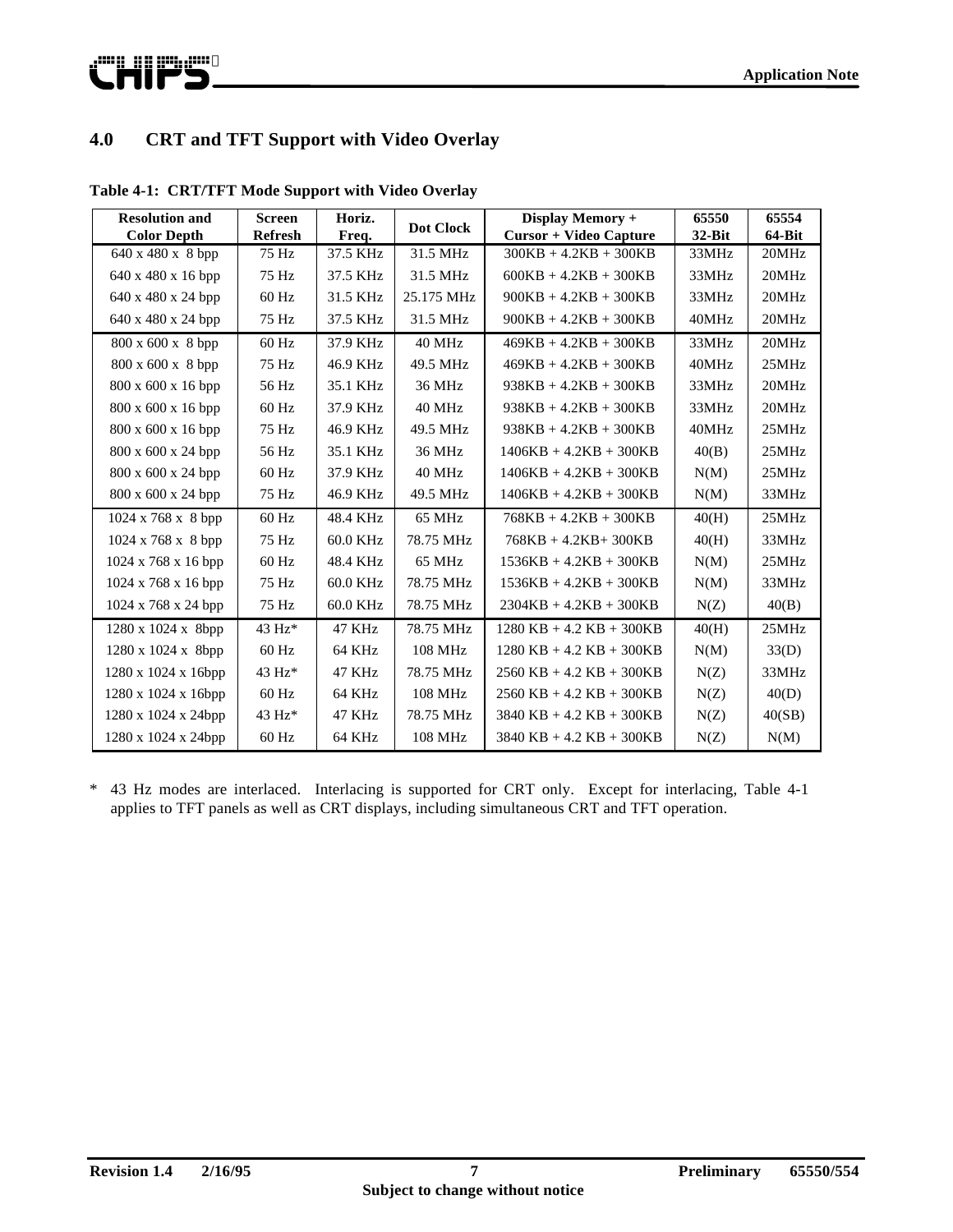## 4.0 CRT and TFT Support with Video Overlay

**Table 4-1: CRT/TFT Mode Support with Video Overlay**

| Resolution and Color Depth | Screen Refresh | Horiz. Freq. | Dot Clock | Display Memory + Cursor + Video Capture | 65550 32-Bit | 65554 64-Bit |
|---|---|---|---|---|---|---|
| 640 x 480 x 8 bpp | 75 Hz | 37.5 KHz | 31.5 MHz | 300KB + 4.2KB + 300KB | 33MHz | 20MHz |
| 640 x 480 x 16 bpp | 75 Hz | 37.5 KHz | 31.5 MHz | 600KB + 4.2KB + 300KB | 33MHz | 20MHz |
| 640 x 480 x 24 bpp | 60 Hz | 31.5 KHz | 25.175 MHz | 900KB + 4.2KB + 300KB | 33MHz | 20MHz |
| 640 x 480 x 24 bpp | 75 Hz | 37.5 KHz | 31.5 MHz | 900KB + 4.2KB + 300KB | 40MHz | 20MHz |
| 800 x 600 x 8 bpp | 60 Hz | 37.9 KHz | 40 MHz | 469KB + 4.2KB + 300KB | 33MHz | 20MHz |
| 800 x 600 x 8 bpp | 75 Hz | 46.9 KHz | 49.5 MHz | 469KB + 4.2KB + 300KB | 40MHz | 25MHz |
| 800 x 600 x 16 bpp | 56 Hz | 35.1 KHz | 36 MHz | 938KB + 4.2KB + 300KB | 33MHz | 20MHz |
| 800 x 600 x 16 bpp | 60 Hz | 37.9 KHz | 40 MHz | 938KB + 4.2KB + 300KB | 33MHz | 20MHz |
| 800 x 600 x 16 bpp | 75 Hz | 46.9 KHz | 49.5 MHz | 938KB + 4.2KB + 300KB | 40MHz | 25MHz |
| 800 x 600 x 24 bpp | 56 Hz | 35.1 KHz | 36 MHz | 1406KB + 4.2KB + 300KB | 40(B) | 25MHz |
| 800 x 600 x 24 bpp | 60 Hz | 37.9 KHz | 40 MHz | 1406KB + 4.2KB + 300KB | N(M) | 25MHz |
| 800 x 600 x 24 bpp | 75 Hz | 46.9 KHz | 49.5 MHz | 1406KB + 4.2KB + 300KB | N(M) | 33MHz |
| 1024 x 768 x 8 bpp | 60 Hz | 48.4 KHz | 65 MHz | 768KB + 4.2KB + 300KB | 40(H) | 25MHz |
| 1024 x 768 x 8 bpp | 75 Hz | 60.0 KHz | 78.75 MHz | 768KB + 4.2KB+ 300KB | 40(H) | 33MHz |
| 1024 x 768 x 16 bpp | 60 Hz | 48.4 KHz | 65 MHz | 1536KB + 4.2KB + 300KB | N(M) | 25MHz |
| 1024 x 768 x 16 bpp | 75 Hz | 60.0 KHz | 78.75 MHz | 1536KB + 4.2KB + 300KB | N(M) | 33MHz |
| 1024 x 768 x 24 bpp | 75 Hz | 60.0 KHz | 78.75 MHz | 2304KB + 4.2KB + 300KB | N(Z) | 40(B) |
| 1280 x 1024 x 8bpp | 43 Hz* | 47 KHz | 78.75 MHz | 1280 KB + 4.2 KB + 300KB | 40(H) | 25MHz |
| 1280 x 1024 x 8bpp | 60 Hz | 64 KHz | 108 MHz | 1280 KB + 4.2 KB + 300KB | N(M) | 33(D) |
| 1280 x 1024 x 16bpp | 43 Hz* | 47 KHz | 78.75 MHz | 2560 KB + 4.2 KB + 300KB | N(Z) | 33MHz |
| 1280 x 1024 x 16bpp | 60 Hz | 64 KHz | 108 MHz | 2560 KB + 4.2 KB + 300KB | N(Z) | 40(D) |
| 1280 x 1024 x 24bpp | 43 Hz* | 47 KHz | 78.75 MHz | 3840 KB + 4.2 KB + 300KB | N(Z) | 40(SB) |
| 1280 x 1024 x 24bpp | 60 Hz | 64 KHz | 108 MHz | 3840 KB + 4.2 KB + 300KB | N(Z) | N(M) |

* 43 Hz modes are interlaced. Interlacing is supported for CRT only. Except for interlacing, Table 4-1 applies to TFT panels as well as CRT displays, including simultaneous CRT and TFT operation.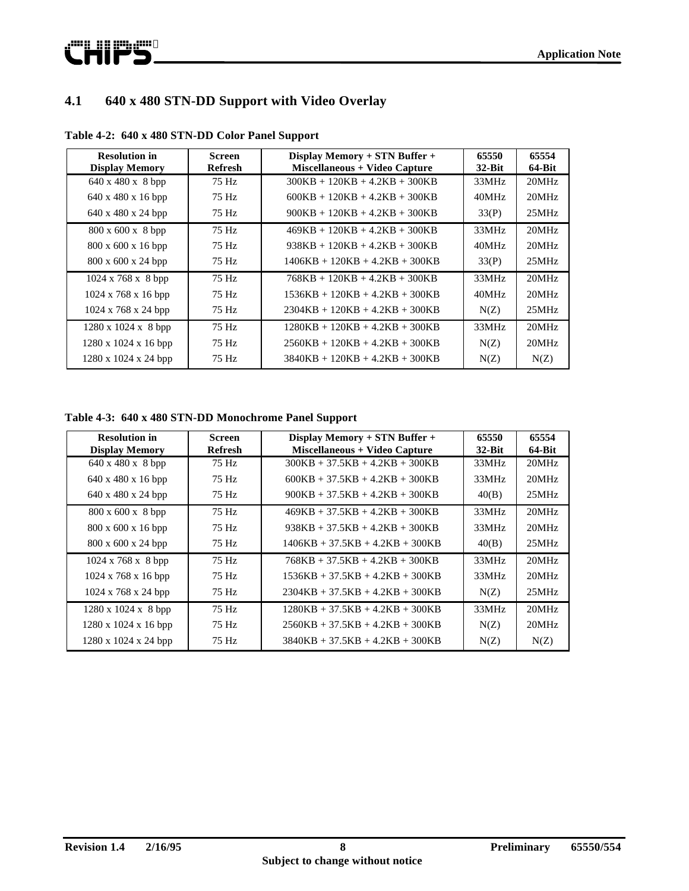## 4.1 640 x 480 STN-DD Support with Video Overlay

**Table 4-2: 640 x 480 STN-DD Color Panel Support**

| Resolution in Display Memory | Screen Refresh | Display Memory + STN Buffer + Miscellaneous + Video Capture | 65550 32-Bit | 65554 64-Bit |
|---|---|---|---|---|
| 640 x 480 x 8 bpp | 75 Hz | 300KB + 120KB + 4.2KB + 300KB | 33MHz | 20MHz |
| 640 x 480 x 16 bpp | 75 Hz | 600KB + 120KB + 4.2KB + 300KB | 40MHz | 20MHz |
| 640 x 480 x 24 bpp | 75 Hz | 900KB + 120KB + 4.2KB + 300KB | 33(P) | 25MHz |
| 800 x 600 x 8 bpp | 75 Hz | 469KB + 120KB + 4.2KB + 300KB | 33MHz | 20MHz |
| 800 x 600 x 16 bpp | 75 Hz | 938KB + 120KB + 4.2KB + 300KB | 40MHz | 20MHz |
| 800 x 600 x 24 bpp | 75 Hz | 1406KB + 120KB + 4.2KB + 300KB | 33(P) | 25MHz |
| 1024 x 768 x 8 bpp | 75 Hz | 768KB + 120KB + 4.2KB + 300KB | 33MHz | 20MHz |
| 1024 x 768 x 16 bpp | 75 Hz | 1536KB + 120KB + 4.2KB + 300KB | 40MHz | 20MHz |
| 1024 x 768 x 24 bpp | 75 Hz | 2304KB + 120KB + 4.2KB + 300KB | N(Z) | 25MHz |
| 1280 x 1024 x 8 bpp | 75 Hz | 1280KB + 120KB + 4.2KB + 300KB | 33MHz | 20MHz |
| 1280 x 1024 x 16 bpp | 75 Hz | 2560KB + 120KB + 4.2KB + 300KB | N(Z) | 20MHz |
| 1280 x 1024 x 24 bpp | 75 Hz | 3840KB + 120KB + 4.2KB + 300KB | N(Z) | N(Z) |

**Table 4-3: 640 x 480 STN-DD Monochrome Panel Support**

| Resolution in Display Memory | Screen Refresh | Display Memory + STN Buffer + Miscellaneous + Video Capture | 65550 32-Bit | 65554 64-Bit |
|---|---|---|---|---|
| 640 x 480 x 8 bpp | 75 Hz | 300KB + 37.5KB + 4.2KB + 300KB | 33MHz | 20MHz |
| 640 x 480 x 16 bpp | 75 Hz | 600KB + 37.5KB + 4.2KB + 300KB | 33MHz | 20MHz |
| 640 x 480 x 24 bpp | 75 Hz | 900KB + 37.5KB + 4.2KB + 300KB | 40(B) | 25MHz |
| 800 x 600 x 8 bpp | 75 Hz | 469KB + 37.5KB + 4.2KB + 300KB | 33MHz | 20MHz |
| 800 x 600 x 16 bpp | 75 Hz | 938KB + 37.5KB + 4.2KB + 300KB | 33MHz | 20MHz |
| 800 x 600 x 24 bpp | 75 Hz | 1406KB + 37.5KB + 4.2KB + 300KB | 40(B) | 25MHz |
| 1024 x 768 x 8 bpp | 75 Hz | 768KB + 37.5KB + 4.2KB + 300KB | 33MHz | 20MHz |
| 1024 x 768 x 16 bpp | 75 Hz | 1536KB + 37.5KB + 4.2KB + 300KB | 33MHz | 20MHz |
| 1024 x 768 x 24 bpp | 75 Hz | 2304KB + 37.5KB + 4.2KB + 300KB | N(Z) | 25MHz |
| 1280 x 1024 x 8 bpp | 75 Hz | 1280KB + 37.5KB + 4.2KB + 300KB | 33MHz | 20MHz |
| 1280 x 1024 x 16 bpp | 75 Hz | 2560KB + 37.5KB + 4.2KB + 300KB | N(Z) | 20MHz |
| 1280 x 1024 x 24 bpp | 75 Hz | 3840KB + 37.5KB + 4.2KB + 300KB | N(Z) | N(Z) |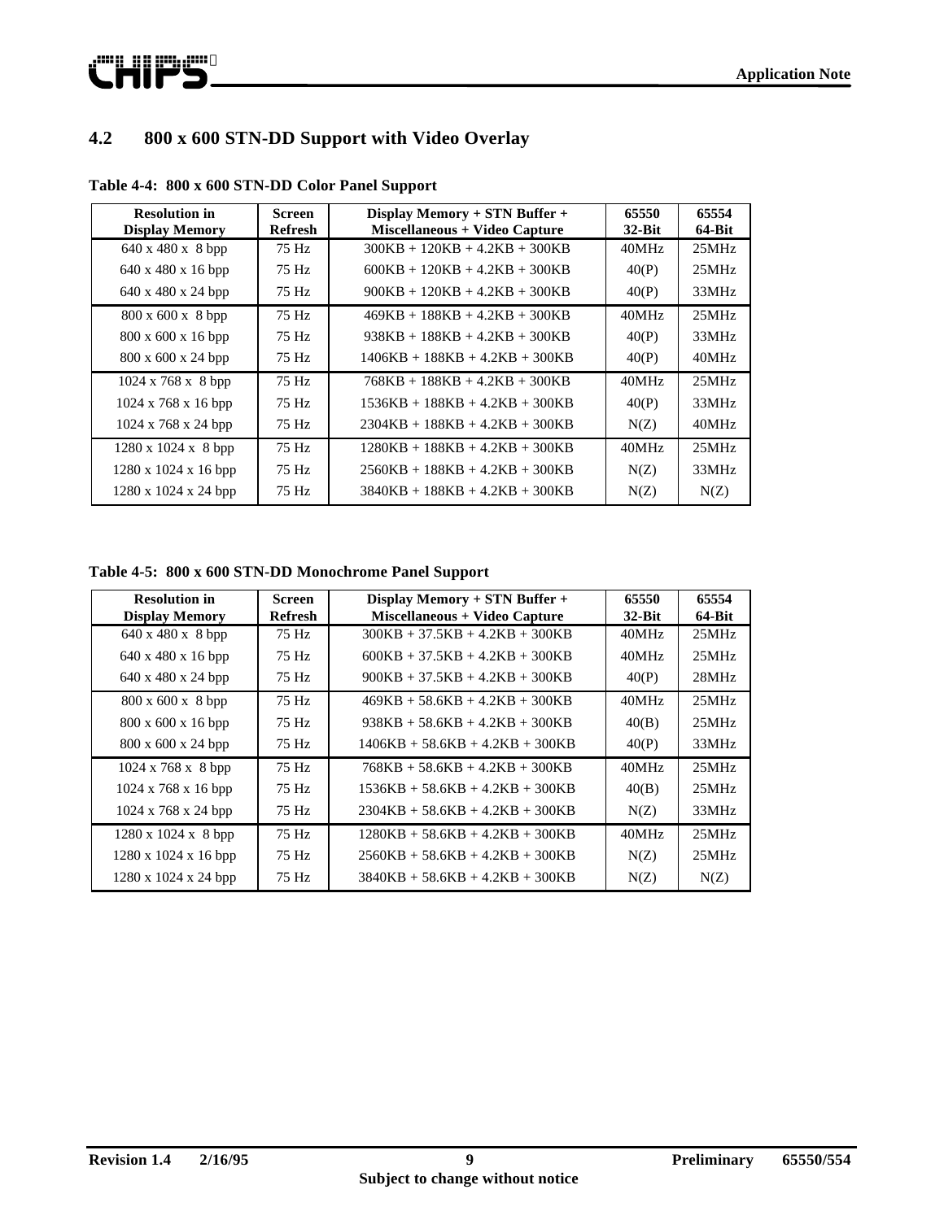## 4.2 800 x 600 STN-DD Support with Video Overlay

**Table 4-4: 800 x 600 STN-DD Color Panel Support**

| Resolution in Display Memory | Screen Refresh | Display Memory + STN Buffer + Miscellaneous + Video Capture | 65550 32-Bit | 65554 64-Bit |
|---|---|---|---|---|
| 640 x 480 x 8 bpp | 75 Hz | 300KB + 120KB + 4.2KB + 300KB | 40MHz | 25MHz |
| 640 x 480 x 16 bpp | 75 Hz | 600KB + 120KB + 4.2KB + 300KB | 40(P) | 25MHz |
| 640 x 480 x 24 bpp | 75 Hz | 900KB + 120KB + 4.2KB + 300KB | 40(P) | 33MHz |
| 800 x 600 x 8 bpp | 75 Hz | 469KB + 188KB + 4.2KB + 300KB | 40MHz | 25MHz |
| 800 x 600 x 16 bpp | 75 Hz | 938KB + 188KB + 4.2KB + 300KB | 40(P) | 33MHz |
| 800 x 600 x 24 bpp | 75 Hz | 1406KB + 188KB + 4.2KB + 300KB | 40(P) | 40MHz |
| 1024 x 768 x 8 bpp | 75 Hz | 768KB + 188KB + 4.2KB + 300KB | 40MHz | 25MHz |
| 1024 x 768 x 16 bpp | 75 Hz | 1536KB + 188KB + 4.2KB + 300KB | 40(P) | 33MHz |
| 1024 x 768 x 24 bpp | 75 Hz | 2304KB + 188KB + 4.2KB + 300KB | N(Z) | 40MHz |
| 1280 x 1024 x 8 bpp | 75 Hz | 1280KB + 188KB + 4.2KB + 300KB | 40MHz | 25MHz |
| 1280 x 1024 x 16 bpp | 75 Hz | 2560KB + 188KB + 4.2KB + 300KB | N(Z) | 33MHz |
| 1280 x 1024 x 24 bpp | 75 Hz | 3840KB + 188KB + 4.2KB + 300KB | N(Z) | N(Z) |

**Table 4-5: 800 x 600 STN-DD Monochrome Panel Support**

| Resolution in Display Memory | Screen Refresh | Display Memory + STN Buffer + Miscellaneous + Video Capture | 65550 32-Bit | 65554 64-Bit |
|---|---|---|---|---|
| 640 x 480 x 8 bpp | 75 Hz | 300KB + 37.5KB + 4.2KB + 300KB | 40MHz | 25MHz |
| 640 x 480 x 16 bpp | 75 Hz | 600KB + 37.5KB + 4.2KB + 300KB | 40MHz | 25MHz |
| 640 x 480 x 24 bpp | 75 Hz | 900KB + 37.5KB + 4.2KB + 300KB | 40(P) | 28MHz |
| 800 x 600 x 8 bpp | 75 Hz | 469KB + 58.6KB + 4.2KB + 300KB | 40MHz | 25MHz |
| 800 x 600 x 16 bpp | 75 Hz | 938KB + 58.6KB + 4.2KB + 300KB | 40(B) | 25MHz |
| 800 x 600 x 24 bpp | 75 Hz | 1406KB + 58.6KB + 4.2KB + 300KB | 40(P) | 33MHz |
| 1024 x 768 x 8 bpp | 75 Hz | 768KB + 58.6KB + 4.2KB + 300KB | 40MHz | 25MHz |
| 1024 x 768 x 16 bpp | 75 Hz | 1536KB + 58.6KB + 4.2KB + 300KB | 40(B) | 25MHz |
| 1024 x 768 x 24 bpp | 75 Hz | 2304KB + 58.6KB + 4.2KB + 300KB | N(Z) | 33MHz |
| 1280 x 1024 x 8 bpp | 75 Hz | 1280KB + 58.6KB + 4.2KB + 300KB | 40MHz | 25MHz |
| 1280 x 1024 x 16 bpp | 75 Hz | 2560KB + 58.6KB + 4.2KB + 300KB | N(Z) | 25MHz |
| 1280 x 1024 x 24 bpp | 75 Hz | 3840KB + 58.6KB + 4.2KB + 300KB | N(Z) | N(Z) |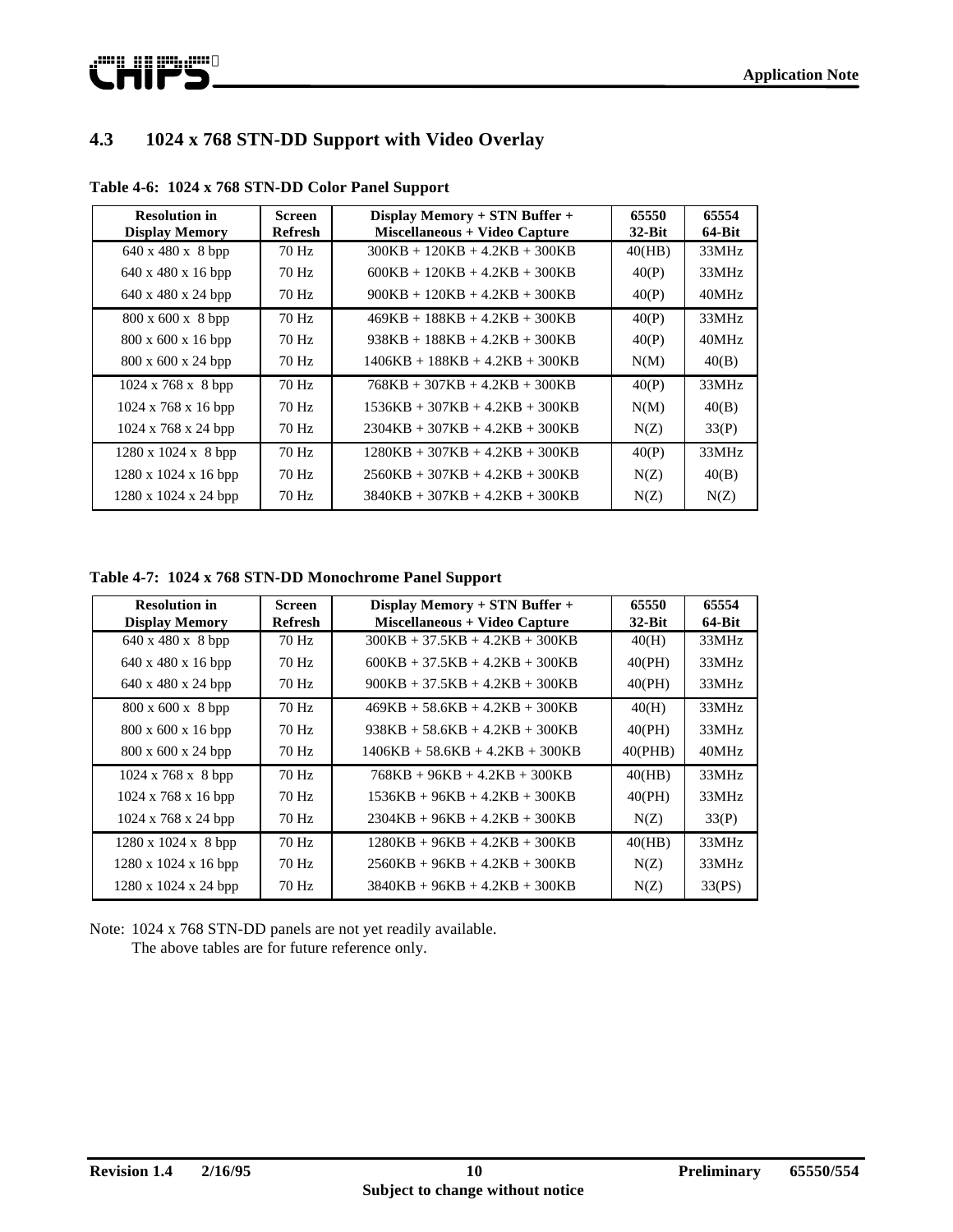## 4.3 1024 x 768 STN-DD Support with Video Overlay

**Table 4-6: 1024 x 768 STN-DD Color Panel Support**

| Resolution in Display Memory | Screen Refresh | Display Memory + STN Buffer + Miscellaneous + Video Capture | 65550 32-Bit | 65554 64-Bit |
|---|---|---|---|---|
| 640 x 480 x 8 bpp | 70 Hz | 300KB + 120KB + 4.2KB + 300KB | 40(HB) | 33MHz |
| 640 x 480 x 16 bpp | 70 Hz | 600KB + 120KB + 4.2KB + 300KB | 40(P) | 33MHz |
| 640 x 480 x 24 bpp | 70 Hz | 900KB + 120KB + 4.2KB + 300KB | 40(P) | 40MHz |
| 800 x 600 x 8 bpp | 70 Hz | 469KB + 188KB + 4.2KB + 300KB | 40(P) | 33MHz |
| 800 x 600 x 16 bpp | 70 Hz | 938KB + 188KB + 4.2KB + 300KB | 40(P) | 40MHz |
| 800 x 600 x 24 bpp | 70 Hz | 1406KB + 188KB + 4.2KB + 300KB | N(M) | 40(B) |
| 1024 x 768 x 8 bpp | 70 Hz | 768KB + 307KB + 4.2KB + 300KB | 40(P) | 33MHz |
| 1024 x 768 x 16 bpp | 70 Hz | 1536KB + 307KB + 4.2KB + 300KB | N(M) | 40(B) |
| 1024 x 768 x 24 bpp | 70 Hz | 2304KB + 307KB + 4.2KB + 300KB | N(Z) | 33(P) |
| 1280 x 1024 x 8 bpp | 70 Hz | 1280KB + 307KB + 4.2KB + 300KB | 40(P) | 33MHz |
| 1280 x 1024 x 16 bpp | 70 Hz | 2560KB + 307KB + 4.2KB + 300KB | N(Z) | 40(B) |
| 1280 x 1024 x 24 bpp | 70 Hz | 3840KB + 307KB + 4.2KB + 300KB | N(Z) | N(Z) |

**Table 4-7: 1024 x 768 STN-DD Monochrome Panel Support**

| Resolution in Display Memory | Screen Refresh | Display Memory + STN Buffer + Miscellaneous + Video Capture | 65550 32-Bit | 65554 64-Bit |
|---|---|---|---|---|
| 640 x 480 x 8 bpp | 70 Hz | 300KB + 37.5KB + 4.2KB + 300KB | 40(H) | 33MHz |
| 640 x 480 x 16 bpp | 70 Hz | 600KB + 37.5KB + 4.2KB + 300KB | 40(PH) | 33MHz |
| 640 x 480 x 24 bpp | 70 Hz | 900KB + 37.5KB + 4.2KB + 300KB | 40(PH) | 33MHz |
| 800 x 600 x 8 bpp | 70 Hz | 469KB + 58.6KB + 4.2KB + 300KB | 40(H) | 33MHz |
| 800 x 600 x 16 bpp | 70 Hz | 938KB + 58.6KB + 4.2KB + 300KB | 40(PH) | 33MHz |
| 800 x 600 x 24 bpp | 70 Hz | 1406KB + 58.6KB + 4.2KB + 300KB | 40(PHB) | 40MHz |
| 1024 x 768 x 8 bpp | 70 Hz | 768KB + 96KB + 4.2KB + 300KB | 40(HB) | 33MHz |
| 1024 x 768 x 16 bpp | 70 Hz | 1536KB + 96KB + 4.2KB + 300KB | 40(PH) | 33MHz |
| 1024 x 768 x 24 bpp | 70 Hz | 2304KB + 96KB + 4.2KB + 300KB | N(Z) | 33(P) |
| 1280 x 1024 x 8 bpp | 70 Hz | 1280KB + 96KB + 4.2KB + 300KB | 40(HB) | 33MHz |
| 1280 x 1024 x 16 bpp | 70 Hz | 2560KB + 96KB + 4.2KB + 300KB | N(Z) | 33MHz |
| 1280 x 1024 x 24 bpp | 70 Hz | 3840KB + 96KB + 4.2KB + 300KB | N(Z) | 33(PS) |

Note: 1024 x 768 STN-DD panels are not yet readily available.
The above tables are for future reference only.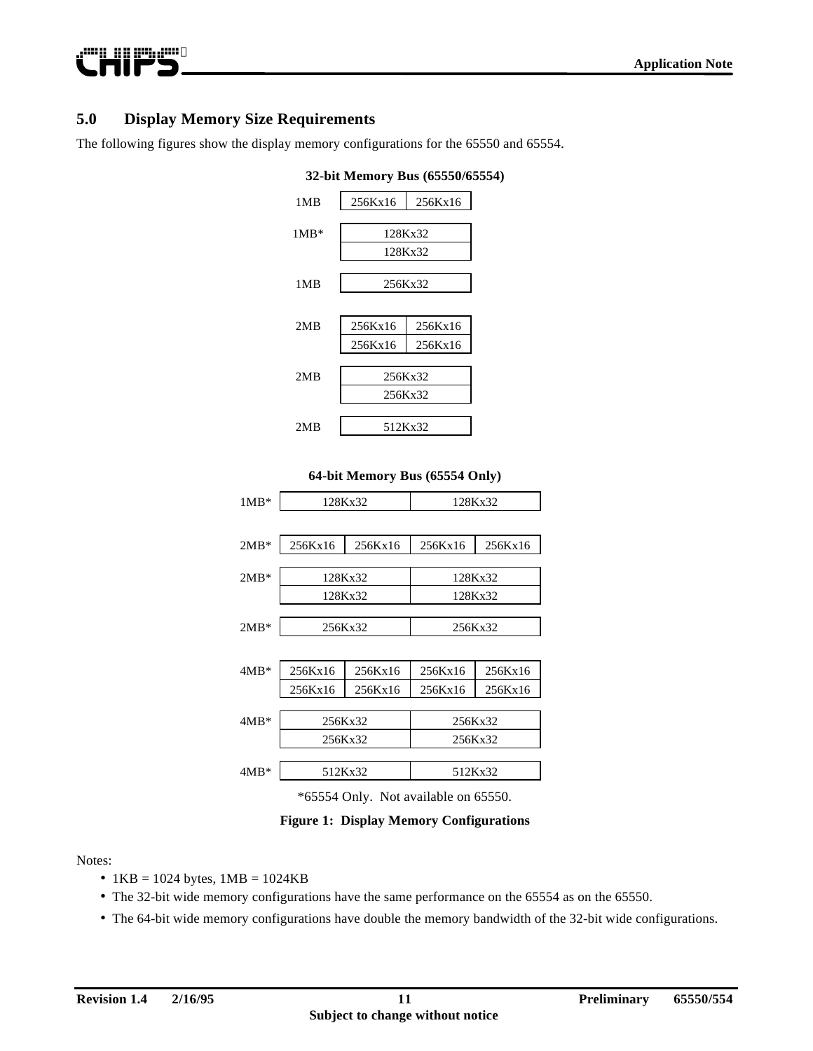## 5.0 Display Memory Size Requirements

The following figures show the display memory configurations for the 65550 and 65554.

**32-bit Memory Bus (65550/65554)**

| Size | Configuration | |
|---|---|---|
| 1MB | 256Kx16 | 256Kx16 |
| 1MB* | 128Kx32 | |
| | 128Kx32 | |
| 1MB | 256Kx32 | |
| 2MB | 256Kx16 | 256Kx16 |
| | 256Kx16 | 256Kx16 |
| 2MB | 256Kx32 | |
| | 256Kx32 | |
| 2MB | 512Kx32 | |

**64-bit Memory Bus (65554 Only)**

| Size | Configuration | | | |
|---|---|---|---|---|
| 1MB* | 128Kx32 | | 128Kx32 | |
| 2MB* | 256Kx16 | 256Kx16 | 256Kx16 | 256Kx16 |
| 2MB* | 128Kx32 | | 128Kx32 | |
| | 128Kx32 | | 128Kx32 | |
| 2MB* | 256Kx32 | | 256Kx32 | |
| 4MB* | 256Kx16 | 256Kx16 | 256Kx16 | 256Kx16 |
| | 256Kx16 | 256Kx16 | 256Kx16 | 256Kx16 |
| 4MB* | 256Kx32 | | 256Kx32 | |
| | 256Kx32 | | 256Kx32 | |
| 4MB* | 512Kx32 | | 512Kx32 | |

*65554 Only. Not available on 65550.

**Figure 1: Display Memory Configurations**

Notes:

- 1KB = 1024 bytes, 1MB = 1024KB
- The 32-bit wide memory configurations have the same performance on the 65554 as on the 65550.
- The 64-bit wide memory configurations have double the memory bandwidth of the 32-bit wide configurations.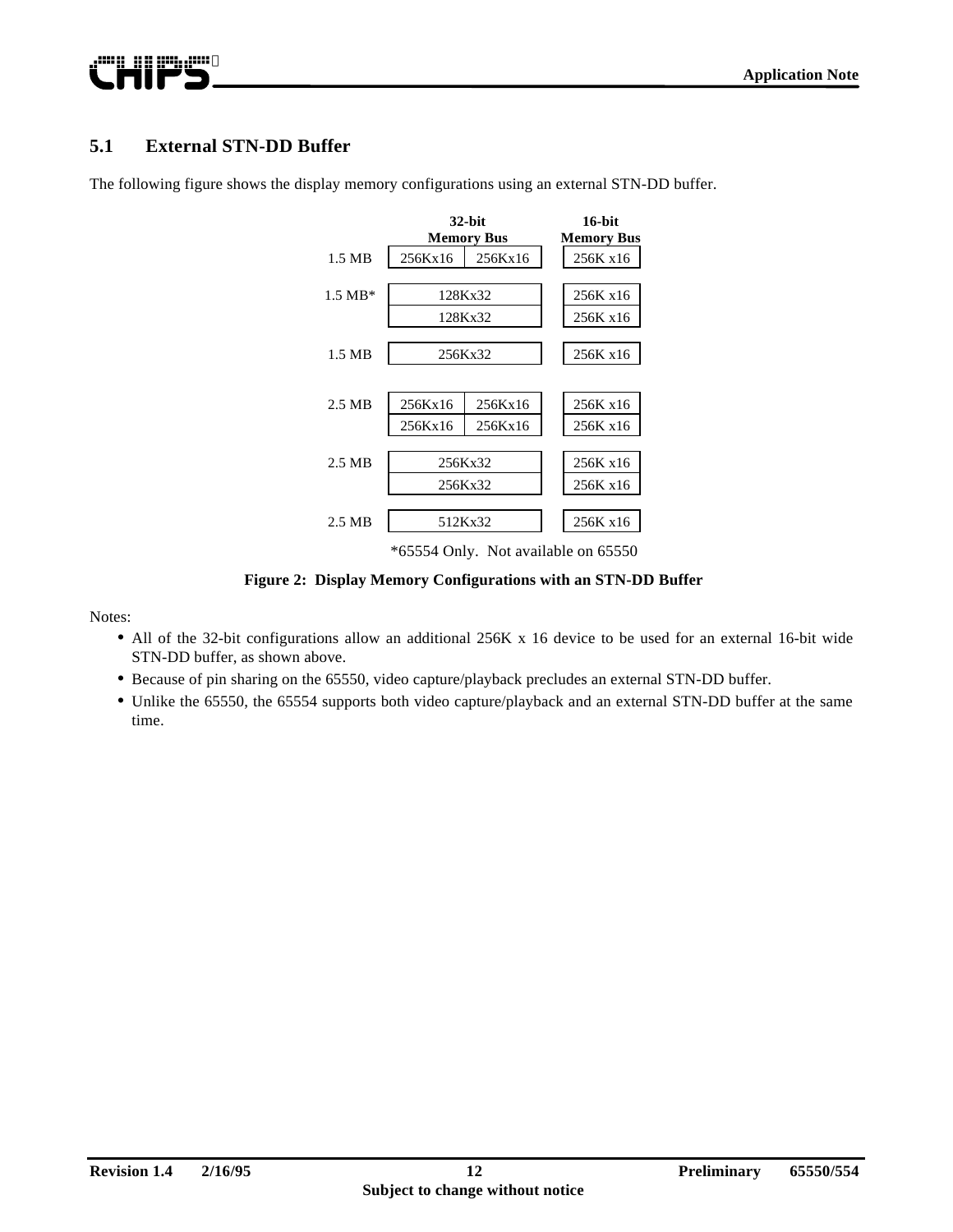## 5.1 External STN-DD Buffer

The following figure shows the display memory configurations using an external STN-DD buffer.

| | 32-bit Memory Bus | | 16-bit Memory Bus |
|---|---|---|---|
| 1.5 MB | 256Kx16 | 256Kx16 | 256K x16 |
| 1.5 MB* | 128Kx32 | | 256K x16 |
| | 128Kx32 | | 256K x16 |
| 1.5 MB | 256Kx32 | | 256K x16 |
| 2.5 MB | 256Kx16 | 256Kx16 | 256K x16 |
| | 256Kx16 | 256Kx16 | 256K x16 |
| 2.5 MB | 256Kx32 | | 256K x16 |
| | 256Kx32 | | 256K x16 |
| 2.5 MB | 512Kx32 | | 256K x16 |

*65554 Only. Not available on 65550

**Figure 2: Display Memory Configurations with an STN-DD Buffer**

Notes:

- All of the 32-bit configurations allow an additional 256K x 16 device to be used for an external 16-bit wide STN-DD buffer, as shown above.
- Because of pin sharing on the 65550, video capture/playback precludes an external STN-DD buffer.
- Unlike the 65550, the 65554 supports both video capture/playback and an external STN-DD buffer at the same time.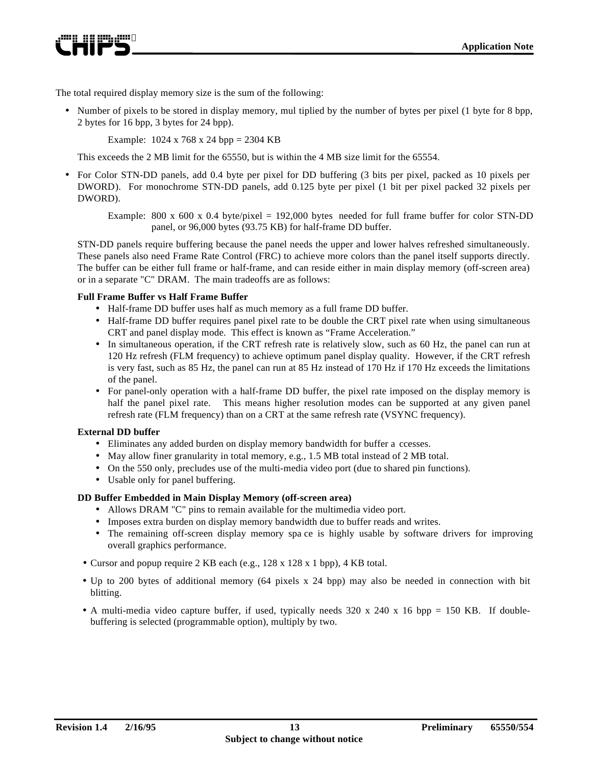The total required display memory size is the sum of the following:

- Number of pixels to be stored in display memory, multiplied by the number of bytes per pixel (1 byte for 8 bpp, 2 bytes for 16 bpp, 3 bytes for 24 bpp).

  Example: 1024 x 768 x 24 bpp = 2304 KB

  This exceeds the 2 MB limit for the 65550, but is within the 4 MB size limit for the 65554.

- For Color STN-DD panels, add 0.4 byte per pixel for DD buffering (3 bits per pixel, packed as 10 pixels per DWORD). For monochrome STN-DD panels, add 0.125 byte per pixel (1 bit per pixel packed 32 pixels per DWORD).

  Example: 800 x 600 x 0.4 byte/pixel = 192,000 bytes needed for full frame buffer for color STN-DD panel, or 96,000 bytes (93.75 KB) for half-frame DD buffer.

  STN-DD panels require buffering because the panel needs the upper and lower halves refreshed simultaneously. These panels also need Frame Rate Control (FRC) to achieve more colors than the panel itself supports directly. The buffer can be either full frame or half-frame, and can reside either in main display memory (off-screen area) or in a separate "C" DRAM. The main tradeoffs are as follows:

  **Full Frame Buffer vs Half Frame Buffer**

  - Half-frame DD buffer uses half as much memory as a full frame DD buffer.
  - Half-frame DD buffer requires panel pixel rate to be double the CRT pixel rate when using simultaneous CRT and panel display mode. This effect is known as "Frame Acceleration."
  - In simultaneous operation, if the CRT refresh rate is relatively slow, such as 60 Hz, the panel can run at 120 Hz refresh (FLM frequency) to achieve optimum panel display quality. However, if the CRT refresh is very fast, such as 85 Hz, the panel can run at 85 Hz instead of 170 Hz if 170 Hz exceeds the limitations of the panel.
  - For panel-only operation with a half-frame DD buffer, the pixel rate imposed on the display memory is half the panel pixel rate. This means higher resolution modes can be supported at any given panel refresh rate (FLM frequency) than on a CRT at the same refresh rate (VSYNC frequency).

  **External DD buffer**

  - Eliminates any added burden on display memory bandwidth for buffer accesses.
  - May allow finer granularity in total memory, e.g., 1.5 MB total instead of 2 MB total.
  - On the 550 only, precludes use of the multi-media video port (due to shared pin functions).
  - Usable only for panel buffering.

  **DD Buffer Embedded in Main Display Memory (off-screen area)**

  - Allows DRAM "C" pins to remain available for the multimedia video port.
  - Imposes extra burden on display memory bandwidth due to buffer reads and writes.
  - The remaining off-screen display memory space is highly usable by software drivers for improving overall graphics performance.

- Cursor and popup require 2 KB each (e.g., 128 x 128 x 1 bpp), 4 KB total.
- Up to 200 bytes of additional memory (64 pixels x 24 bpp) may also be needed in connection with bit blitting.
- A multi-media video capture buffer, if used, typically needs 320 x 240 x 16 bpp = 150 KB. If double-buffering is selected (programmable option), multiply by two.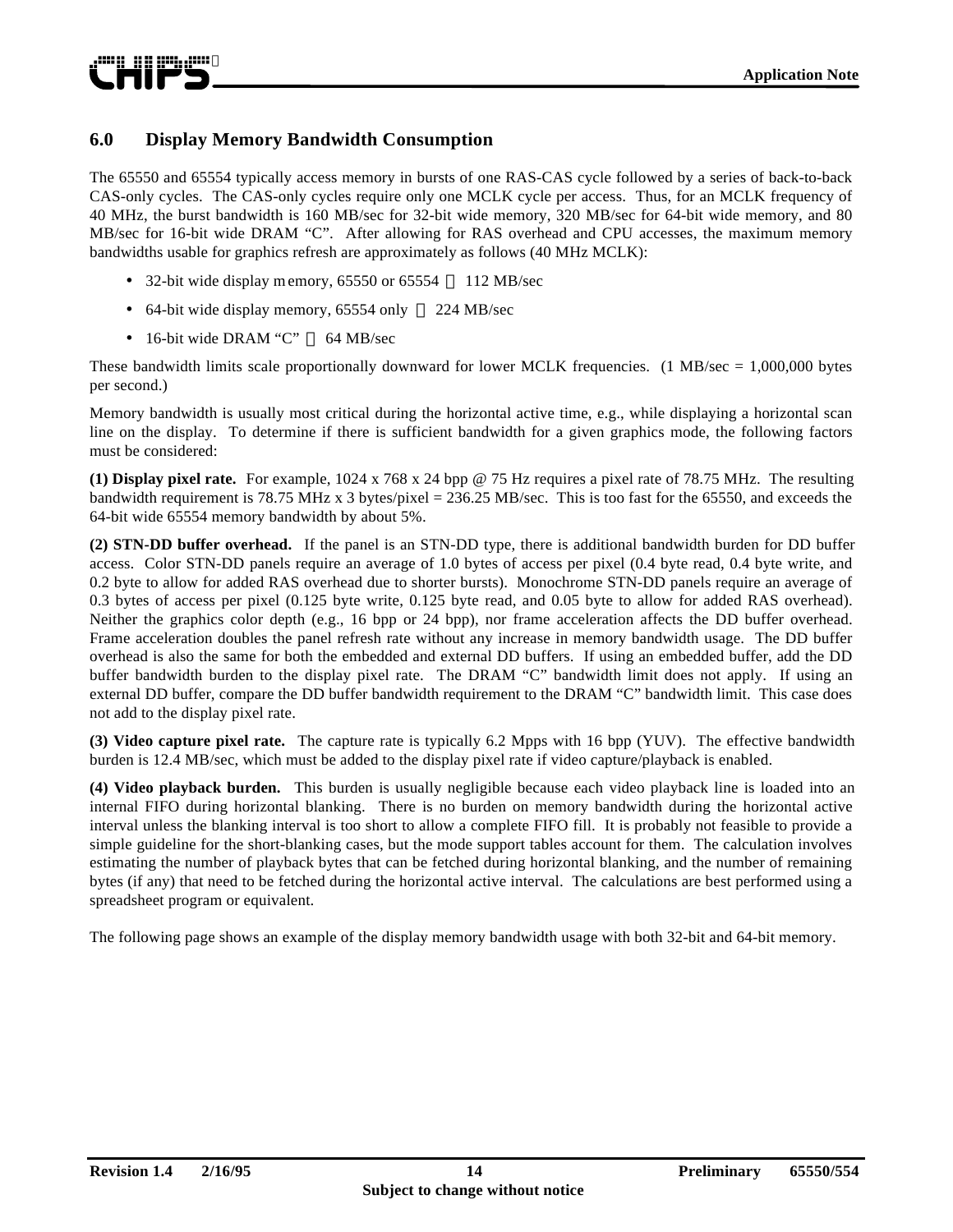## 6.0 Display Memory Bandwidth Consumption

The 65550 and 65554 typically access memory in bursts of one RAS-CAS cycle followed by a series of back-to-back CAS-only cycles. The CAS-only cycles require only one MCLK cycle per access. Thus, for an MCLK frequency of 40 MHz, the burst bandwidth is 160 MB/sec for 32-bit wide memory, 320 MB/sec for 64-bit wide memory, and 80 MB/sec for 16-bit wide DRAM "C". After allowing for RAS overhead and CPU accesses, the maximum memory bandwidths usable for graphics refresh are approximately as follows (40 MHz MCLK):

- 32-bit wide display memory, 65550 or 65554 – 112 MB/sec
- 64-bit wide display memory, 65554 only – 224 MB/sec
- 16-bit wide DRAM "C" – 64 MB/sec

These bandwidth limits scale proportionally downward for lower MCLK frequencies. (1 MB/sec = 1,000,000 bytes per second.)

Memory bandwidth is usually most critical during the horizontal active time, e.g., while displaying a horizontal scan line on the display. To determine if there is sufficient bandwidth for a given graphics mode, the following factors must be considered:

**(1) Display pixel rate.** For example, 1024 x 768 x 24 bpp @ 75 Hz requires a pixel rate of 78.75 MHz. The resulting bandwidth requirement is 78.75 MHz x 3 bytes/pixel = 236.25 MB/sec. This is too fast for the 65550, and exceeds the 64-bit wide 65554 memory bandwidth by about 5%.

**(2) STN-DD buffer overhead.** If the panel is an STN-DD type, there is additional bandwidth burden for DD buffer access. Color STN-DD panels require an average of 1.0 bytes of access per pixel (0.4 byte read, 0.4 byte write, and 0.2 byte to allow for added RAS overhead due to shorter bursts). Monochrome STN-DD panels require an average of 0.3 bytes of access per pixel (0.125 byte write, 0.125 byte read, and 0.05 byte to allow for added RAS overhead). Neither the graphics color depth (e.g., 16 bpp or 24 bpp), nor frame acceleration affects the DD buffer overhead. Frame acceleration doubles the panel refresh rate without any increase in memory bandwidth usage. The DD buffer overhead is also the same for both the embedded and external DD buffers. If using an embedded buffer, add the DD buffer bandwidth burden to the display pixel rate. The DRAM "C" bandwidth limit does not apply. If using an external DD buffer, compare the DD buffer bandwidth requirement to the DRAM "C" bandwidth limit. This case does not add to the display pixel rate.

**(3) Video capture pixel rate.** The capture rate is typically 6.2 Mpps with 16 bpp (YUV). The effective bandwidth burden is 12.4 MB/sec, which must be added to the display pixel rate if video capture/playback is enabled.

**(4) Video playback burden.** This burden is usually negligible because each video playback line is loaded into an internal FIFO during horizontal blanking. There is no burden on memory bandwidth during the horizontal active interval unless the blanking interval is too short to allow a complete FIFO fill. It is probably not feasible to provide a simple guideline for the short-blanking cases, but the mode support tables account for them. The calculation involves estimating the number of playback bytes that can be fetched during horizontal blanking, and the number of remaining bytes (if any) that need to be fetched during the horizontal active interval. The calculations are best performed using a spreadsheet program or equivalent.

The following page shows an example of the display memory bandwidth usage with both 32-bit and 64-bit memory.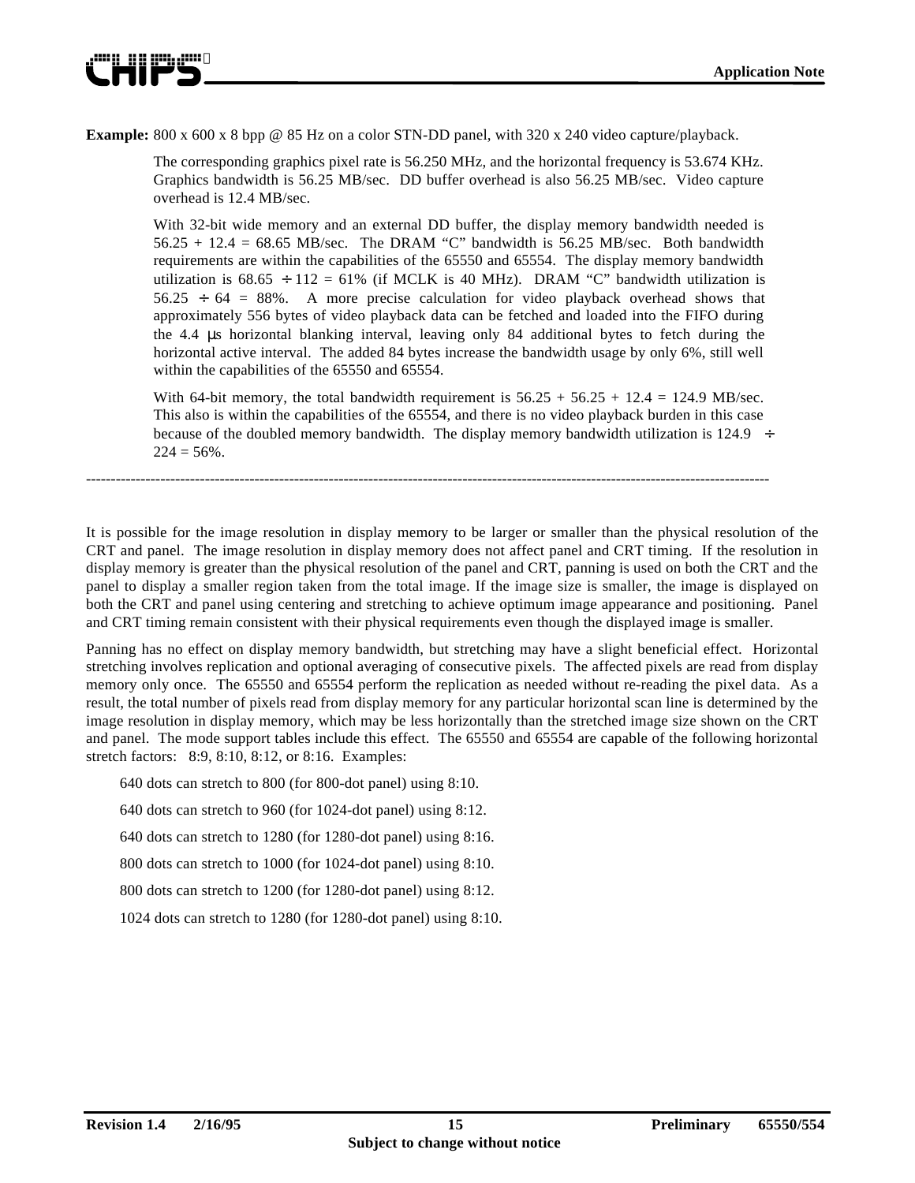**Example:** 800 x 600 x 8 bpp @ 85 Hz on a color STN-DD panel, with 320 x 240 video capture/playback.

The corresponding graphics pixel rate is 56.250 MHz, and the horizontal frequency is 53.674 KHz. Graphics bandwidth is 56.25 MB/sec. DD buffer overhead is also 56.25 MB/sec. Video capture overhead is 12.4 MB/sec.

With 32-bit wide memory and an external DD buffer, the display memory bandwidth needed is 56.25 + 12.4 = 68.65 MB/sec. The DRAM "C" bandwidth is 56.25 MB/sec. Both bandwidth requirements are within the capabilities of the 65550 and 65554. The display memory bandwidth utilization is 68.65 ÷ 112 = 61% (if MCLK is 40 MHz). DRAM "C" bandwidth utilization is 56.25 ÷ 64 = 88%. A more precise calculation for video playback overhead shows that approximately 556 bytes of video playback data can be fetched and loaded into the FIFO during the 4.4 µs horizontal blanking interval, leaving only 84 additional bytes to fetch during the horizontal active interval. The added 84 bytes increase the bandwidth usage by only 6%, still well within the capabilities of the 65550 and 65554.

With 64-bit memory, the total bandwidth requirement is 56.25 + 56.25 + 12.4 = 124.9 MB/sec. This also is within the capabilities of the 65554, and there is no video playback burden in this case because of the doubled memory bandwidth. The display memory bandwidth utilization is 124.9 ÷ 224 = 56%.

---

It is possible for the image resolution in display memory to be larger or smaller than the physical resolution of the CRT and panel. The image resolution in display memory does not affect panel and CRT timing. If the resolution in display memory is greater than the physical resolution of the panel and CRT, panning is used on both the CRT and the panel to display a smaller region taken from the total image. If the image size is smaller, the image is displayed on both the CRT and panel using centering and stretching to achieve optimum image appearance and positioning. Panel and CRT timing remain consistent with their physical requirements even though the displayed image is smaller.

Panning has no effect on display memory bandwidth, but stretching may have a slight beneficial effect. Horizontal stretching involves replication and optional averaging of consecutive pixels. The affected pixels are read from display memory only once. The 65550 and 65554 perform the replication as needed without re-reading the pixel data. As a result, the total number of pixels read from display memory for any particular horizontal scan line is determined by the image resolution in display memory, which may be less horizontally than the stretched image size shown on the CRT and panel. The mode support tables include this effect. The 65550 and 65554 are capable of the following horizontal stretch factors: 8:9, 8:10, 8:12, or 8:16. Examples:

640 dots can stretch to 800 (for 800-dot panel) using 8:10.

640 dots can stretch to 960 (for 1024-dot panel) using 8:12.

640 dots can stretch to 1280 (for 1280-dot panel) using 8:16.

800 dots can stretch to 1000 (for 1024-dot panel) using 8:10.

800 dots can stretch to 1200 (for 1280-dot panel) using 8:12.

1024 dots can stretch to 1280 (for 1280-dot panel) using 8:10.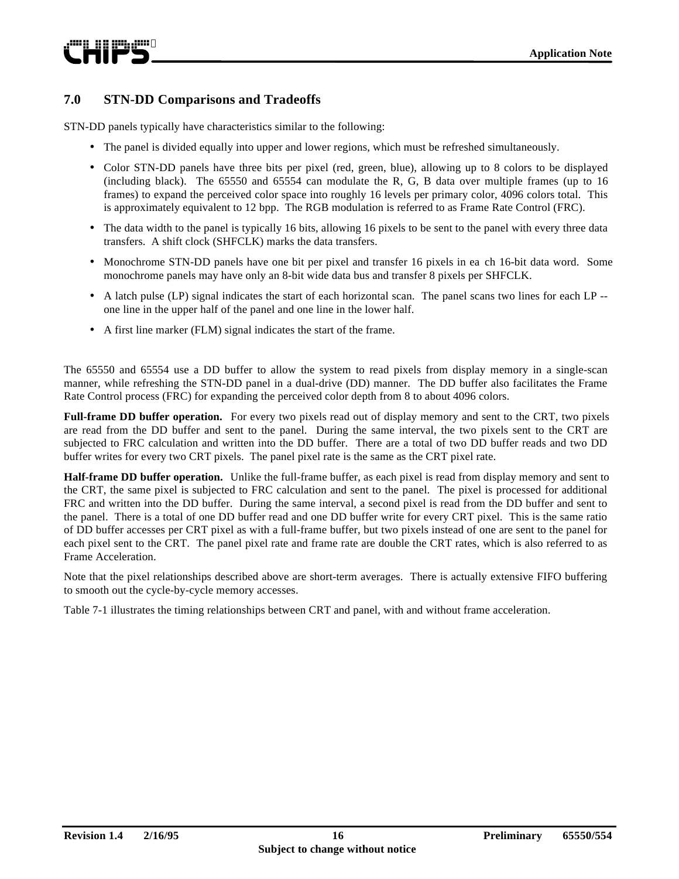## 7.0 STN-DD Comparisons and Tradeoffs

STN-DD panels typically have characteristics similar to the following:

- The panel is divided equally into upper and lower regions, which must be refreshed simultaneously.
- Color STN-DD panels have three bits per pixel (red, green, blue), allowing up to 8 colors to be displayed (including black). The 65550 and 65554 can modulate the R, G, B data over multiple frames (up to 16 frames) to expand the perceived color space into roughly 16 levels per primary color, 4096 colors total. This is approximately equivalent to 12 bpp. The RGB modulation is referred to as Frame Rate Control (FRC).
- The data width to the panel is typically 16 bits, allowing 16 pixels to be sent to the panel with every three data transfers. A shift clock (SHFCLK) marks the data transfers.
- Monochrome STN-DD panels have one bit per pixel and transfer 16 pixels in each 16-bit data word. Some monochrome panels may have only an 8-bit wide data bus and transfer 8 pixels per SHFCLK.
- A latch pulse (LP) signal indicates the start of each horizontal scan. The panel scans two lines for each LP -- one line in the upper half of the panel and one line in the lower half.
- A first line marker (FLM) signal indicates the start of the frame.

The 65550 and 65554 use a DD buffer to allow the system to read pixels from display memory in a single-scan manner, while refreshing the STN-DD panel in a dual-drive (DD) manner. The DD buffer also facilitates the Frame Rate Control process (FRC) for expanding the perceived color depth from 8 to about 4096 colors.

**Full-frame DD buffer operation.** For every two pixels read out of display memory and sent to the CRT, two pixels are read from the DD buffer and sent to the panel. During the same interval, the two pixels sent to the CRT are subjected to FRC calculation and written into the DD buffer. There are a total of two DD buffer reads and two DD buffer writes for every two CRT pixels. The panel pixel rate is the same as the CRT pixel rate.

**Half-frame DD buffer operation.** Unlike the full-frame buffer, as each pixel is read from display memory and sent to the CRT, the same pixel is subjected to FRC calculation and sent to the panel. The pixel is processed for additional FRC and written into the DD buffer. During the same interval, a second pixel is read from the DD buffer and sent to the panel. There is a total of one DD buffer read and one DD buffer write for every CRT pixel. This is the same ratio of DD buffer accesses per CRT pixel as with a full-frame buffer, but two pixels instead of one are sent to the panel for each pixel sent to the CRT. The panel pixel rate and frame rate are double the CRT rates, which is also referred to as Frame Acceleration.

Note that the pixel relationships described above are short-term averages. There is actually extensive FIFO buffering to smooth out the cycle-by-cycle memory accesses.

Table 7-1 illustrates the timing relationships between CRT and panel, with and without frame acceleration.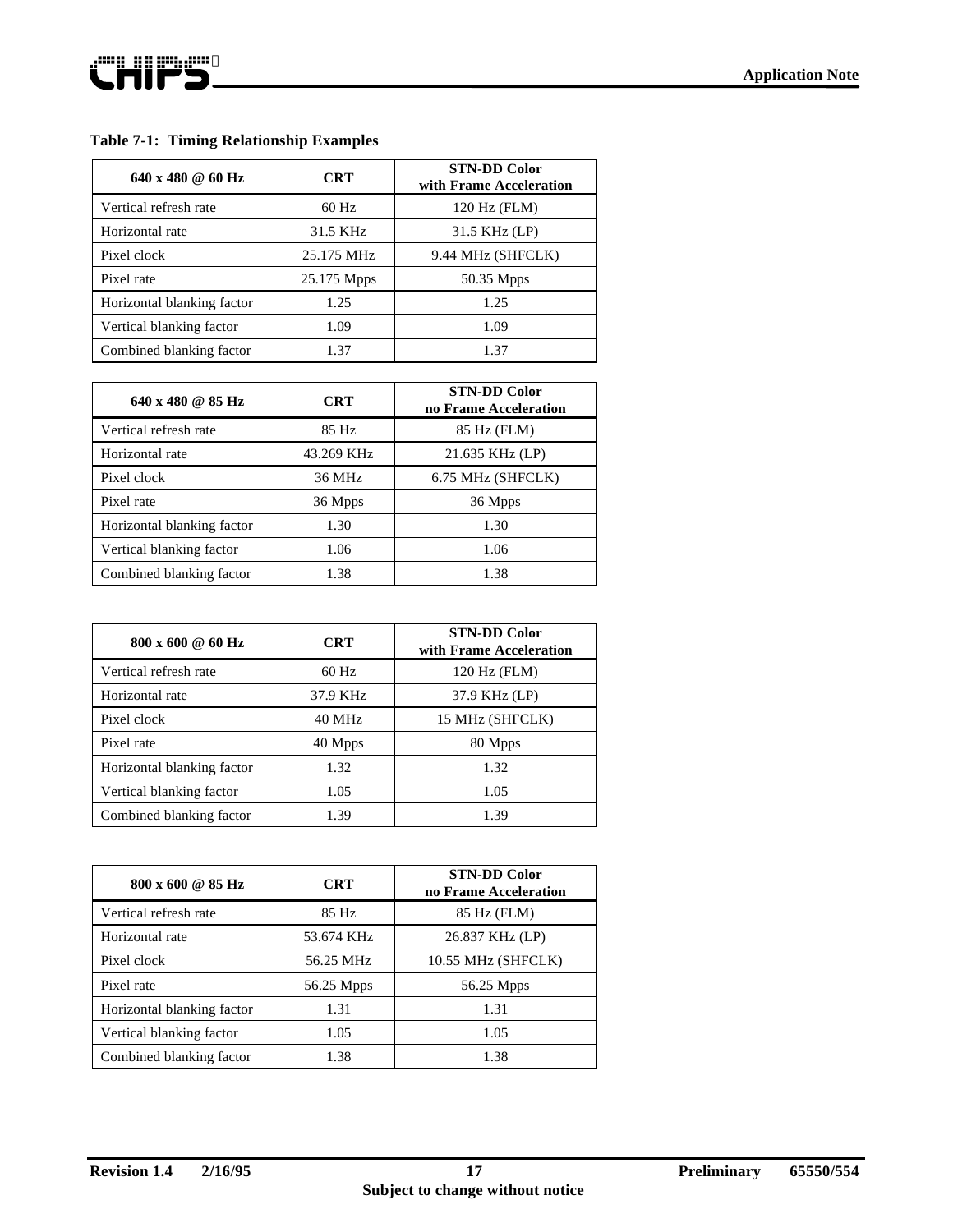**Table 7-1: Timing Relationship Examples**

| 640 x 480 @ 60 Hz | CRT | STN-DD Color with Frame Acceleration |
|---|---|---|
| Vertical refresh rate | 60 Hz | 120 Hz (FLM) |
| Horizontal rate | 31.5 KHz | 31.5 KHz (LP) |
| Pixel clock | 25.175 MHz | 9.44 MHz (SHFCLK) |
| Pixel rate | 25.175 Mpps | 50.35 Mpps |
| Horizontal blanking factor | 1.25 | 1.25 |
| Vertical blanking factor | 1.09 | 1.09 |
| Combined blanking factor | 1.37 | 1.37 |

| 640 x 480 @ 85 Hz | CRT | STN-DD Color no Frame Acceleration |
|---|---|---|
| Vertical refresh rate | 85 Hz | 85 Hz (FLM) |
| Horizontal rate | 43.269 KHz | 21.635 KHz (LP) |
| Pixel clock | 36 MHz | 6.75 MHz (SHFCLK) |
| Pixel rate | 36 Mpps | 36 Mpps |
| Horizontal blanking factor | 1.30 | 1.30 |
| Vertical blanking factor | 1.06 | 1.06 |
| Combined blanking factor | 1.38 | 1.38 |

| 800 x 600 @ 60 Hz | CRT | STN-DD Color with Frame Acceleration |
|---|---|---|
| Vertical refresh rate | 60 Hz | 120 Hz (FLM) |
| Horizontal rate | 37.9 KHz | 37.9 KHz (LP) |
| Pixel clock | 40 MHz | 15 MHz (SHFCLK) |
| Pixel rate | 40 Mpps | 80 Mpps |
| Horizontal blanking factor | 1.32 | 1.32 |
| Vertical blanking factor | 1.05 | 1.05 |
| Combined blanking factor | 1.39 | 1.39 |

| 800 x 600 @ 85 Hz | CRT | STN-DD Color no Frame Acceleration |
|---|---|---|
| Vertical refresh rate | 85 Hz | 85 Hz (FLM) |
| Horizontal rate | 53.674 KHz | 26.837 KHz (LP) |
| Pixel clock | 56.25 MHz | 10.55 MHz (SHFCLK) |
| Pixel rate | 56.25 Mpps | 56.25 Mpps |
| Horizontal blanking factor | 1.31 | 1.31 |
| Vertical blanking factor | 1.05 | 1.05 |
| Combined blanking factor | 1.38 | 1.38 |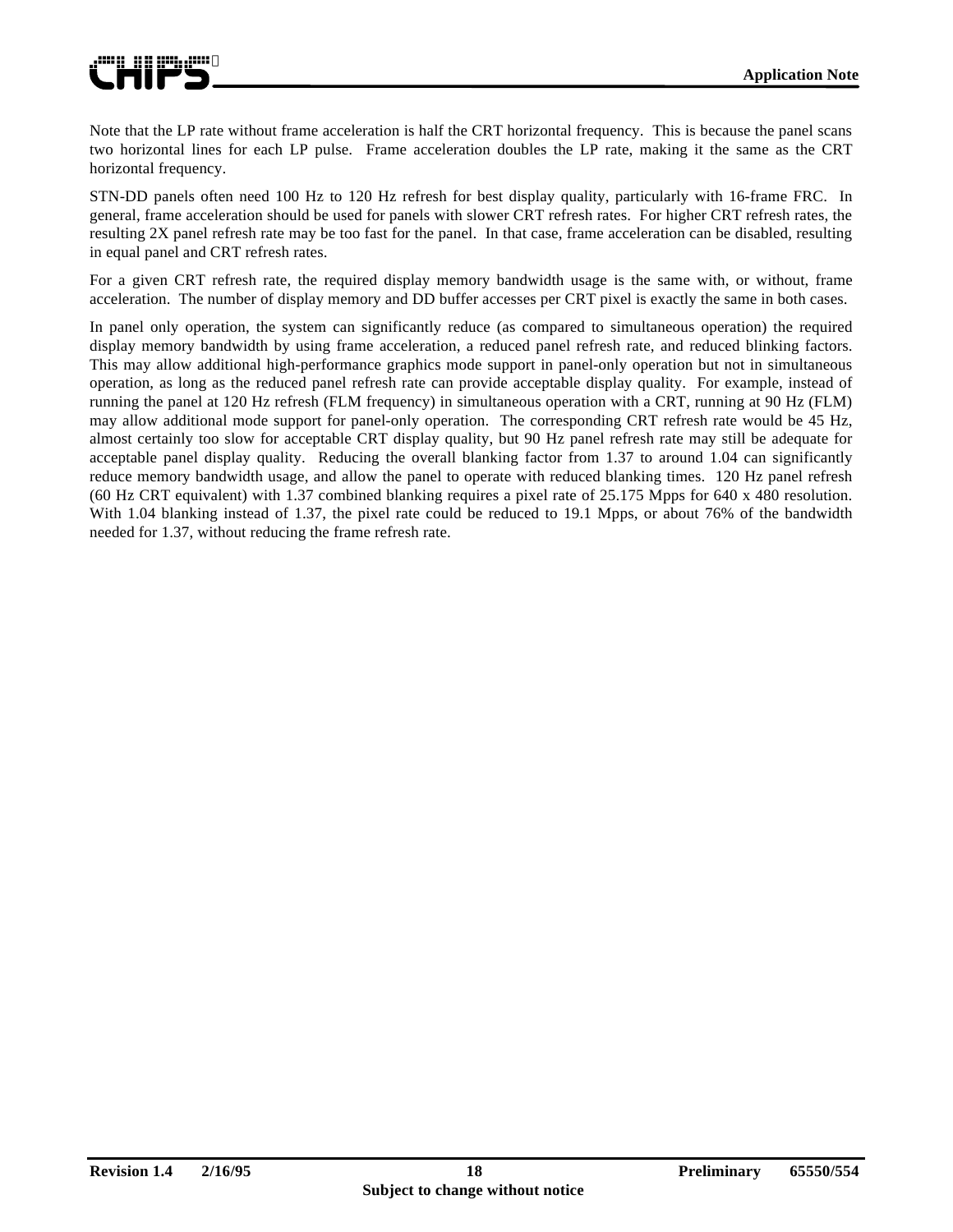Note that the LP rate without frame acceleration is half the CRT horizontal frequency. This is because the panel scans two horizontal lines for each LP pulse. Frame acceleration doubles the LP rate, making it the same as the CRT horizontal frequency.

STN-DD panels often need 100 Hz to 120 Hz refresh for best display quality, particularly with 16-frame FRC. In general, frame acceleration should be used for panels with slower CRT refresh rates. For higher CRT refresh rates, the resulting 2X panel refresh rate may be too fast for the panel. In that case, frame acceleration can be disabled, resulting in equal panel and CRT refresh rates.

For a given CRT refresh rate, the required display memory bandwidth usage is the same with, or without, frame acceleration. The number of display memory and DD buffer accesses per CRT pixel is exactly the same in both cases.

In panel only operation, the system can significantly reduce (as compared to simultaneous operation) the required display memory bandwidth by using frame acceleration, a reduced panel refresh rate, and reduced blinking factors. This may allow additional high-performance graphics mode support in panel-only operation but not in simultaneous operation, as long as the reduced panel refresh rate can provide acceptable display quality. For example, instead of running the panel at 120 Hz refresh (FLM frequency) in simultaneous operation with a CRT, running at 90 Hz (FLM) may allow additional mode support for panel-only operation. The corresponding CRT refresh rate would be 45 Hz, almost certainly too slow for acceptable CRT display quality, but 90 Hz panel refresh rate may still be adequate for acceptable panel display quality. Reducing the overall blanking factor from 1.37 to around 1.04 can significantly reduce memory bandwidth usage, and allow the panel to operate with reduced blanking times. 120 Hz panel refresh (60 Hz CRT equivalent) with 1.37 combined blanking requires a pixel rate of 25.175 Mpps for 640 x 480 resolution. With 1.04 blanking instead of 1.37, the pixel rate could be reduced to 19.1 Mpps, or about 76% of the bandwidth needed for 1.37, without reducing the frame refresh rate.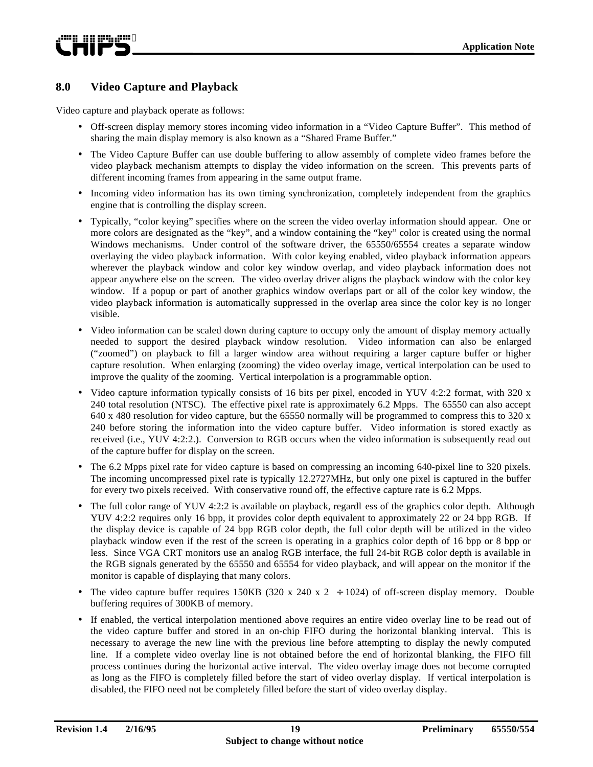## 8.0 Video Capture and Playback

Video capture and playback operate as follows:

- Off-screen display memory stores incoming video information in a "Video Capture Buffer". This method of sharing the main display memory is also known as a "Shared Frame Buffer."
- The Video Capture Buffer can use double buffering to allow assembly of complete video frames before the video playback mechanism attempts to display the video information on the screen. This prevents parts of different incoming frames from appearing in the same output frame.
- Incoming video information has its own timing synchronization, completely independent from the graphics engine that is controlling the display screen.
- Typically, "color keying" specifies where on the screen the video overlay information should appear. One or more colors are designated as the "key", and a window containing the "key" color is created using the normal Windows mechanisms. Under control of the software driver, the 65550/65554 creates a separate window overlaying the video playback information. With color keying enabled, video playback information appears wherever the playback window and color key window overlap, and video playback information does not appear anywhere else on the screen. The video overlay driver aligns the playback window with the color key window. If a popup or part of another graphics window overlaps part or all of the color key window, the video playback information is automatically suppressed in the overlap area since the color key is no longer visible.
- Video information can be scaled down during capture to occupy only the amount of display memory actually needed to support the desired playback window resolution. Video information can also be enlarged ("zoomed") on playback to fill a larger window area without requiring a larger capture buffer or higher capture resolution. When enlarging (zooming) the video overlay image, vertical interpolation can be used to improve the quality of the zooming. Vertical interpolation is a programmable option.
- Video capture information typically consists of 16 bits per pixel, encoded in YUV 4:2:2 format, with 320 x 240 total resolution (NTSC). The effective pixel rate is approximately 6.2 Mpps. The 65550 can also accept 640 x 480 resolution for video capture, but the 65550 normally will be programmed to compress this to 320 x 240 before storing the information into the video capture buffer. Video information is stored exactly as received (i.e., YUV 4:2:2.). Conversion to RGB occurs when the video information is subsequently read out of the capture buffer for display on the screen.
- The 6.2 Mpps pixel rate for video capture is based on compressing an incoming 640-pixel line to 320 pixels. The incoming uncompressed pixel rate is typically 12.2727MHz, but only one pixel is captured in the buffer for every two pixels received. With conservative round off, the effective capture rate is 6.2 Mpps.
- The full color range of YUV 4:2:2 is available on playback, regardl ess of the graphics color depth. Although YUV 4:2:2 requires only 16 bpp, it provides color depth equivalent to approximately 22 or 24 bpp RGB. If the display device is capable of 24 bpp RGB color depth, the full color depth will be utilized in the video playback window even if the rest of the screen is operating in a graphics color depth of 16 bpp or 8 bpp or less. Since VGA CRT monitors use an analog RGB interface, the full 24-bit RGB color depth is available in the RGB signals generated by the 65550 and 65554 for video playback, and will appear on the monitor if the monitor is capable of displaying that many colors.
- The video capture buffer requires 150KB (320 x 240 x 2 $\div$ 1024) of off-screen display memory. Double buffering requires of 300KB of memory.
- If enabled, the vertical interpolation mentioned above requires an entire video overlay line to be read out of the video capture buffer and stored in an on-chip FIFO during the horizontal blanking interval. This is necessary to average the new line with the previous line before attempting to display the newly computed line. If a complete video overlay line is not obtained before the end of horizontal blanking, the FIFO fill process continues during the horizontal active interval. The video overlay image does not become corrupted as long as the FIFO is completely filled before the start of video overlay display. If vertical interpolation is disabled, the FIFO need not be completely filled before the start of video overlay display.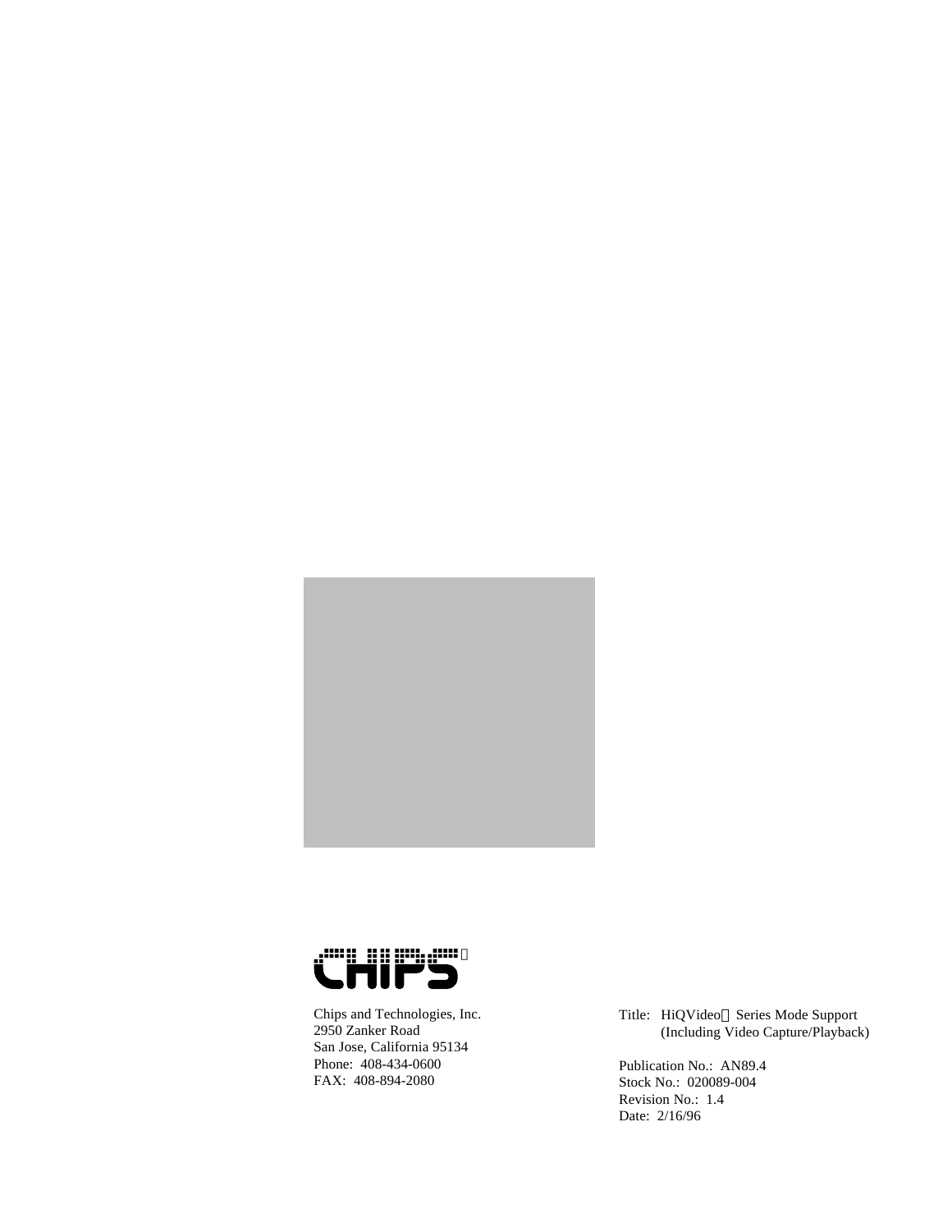CHIPS®

Chips and Technologies, Inc.
2950 Zanker Road
San Jose, California 95134
Phone: 408-434-0600
FAX: 408-894-2080

Title: HiQVideo™ Series Mode Support
(Including Video Capture/Playback)

Publication No.: AN89.4
Stock No.: 020089-004
Revision No.: 1.4
Date: 2/16/96